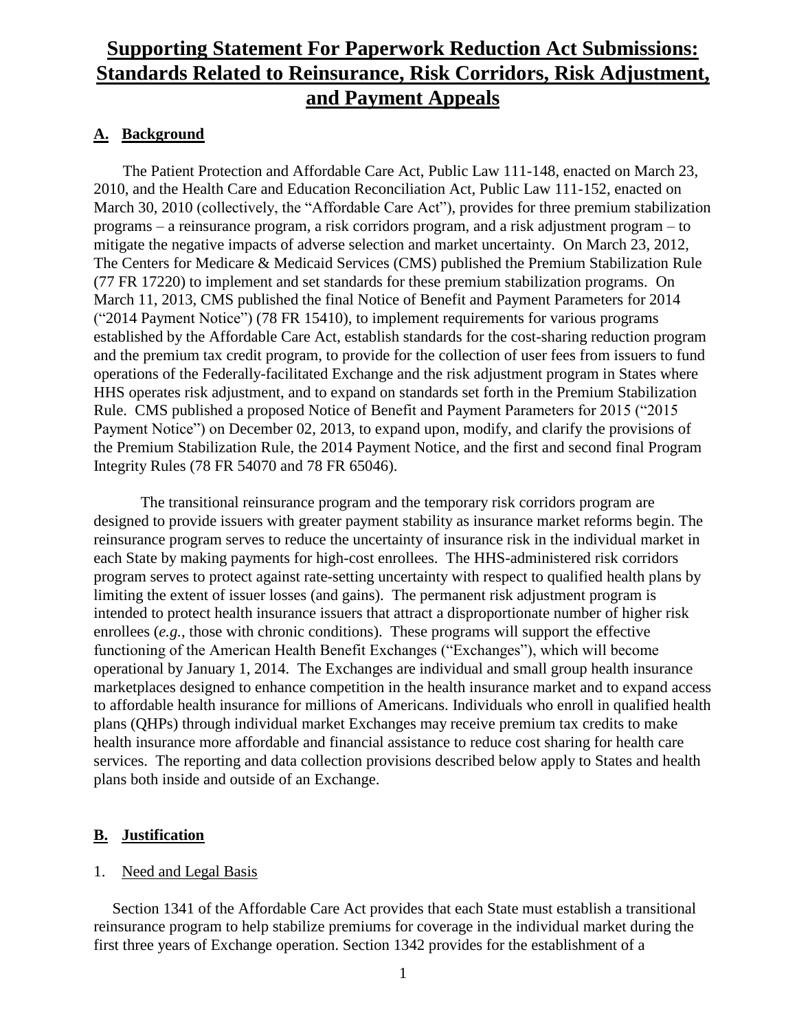# Supporting Statement For Paperwork Reduction Act Submissions: Standards Related to Reinsurance, Risk Corridors, Risk Adjustment, and Payment Appeals

## A. Background

The Patient Protection and Affordable Care Act, Public Law 111-148, enacted on March 23, 2010, and the Health Care and Education Reconciliation Act, Public Law 111-152, enacted on March 30, 2010 (collectively, the "Affordable Care Act"), provides for three premium stabilization programs – a reinsurance program, a risk corridors program, and a risk adjustment program – to mitigate the negative impacts of adverse selection and market uncertainty. On March 23, 2012, The Centers for Medicare & Medicaid Services (CMS) published the Premium Stabilization Rule (77 FR 17220) to implement and set standards for these premium stabilization programs. On March 11, 2013, CMS published the final Notice of Benefit and Payment Parameters for 2014 ("2014 Payment Notice") (78 FR 15410), to implement requirements for various programs established by the Affordable Care Act, establish standards for the cost-sharing reduction program and the premium tax credit program, to provide for the collection of user fees from issuers to fund operations of the Federally-facilitated Exchange and the risk adjustment program in States where HHS operates risk adjustment, and to expand on standards set forth in the Premium Stabilization Rule. CMS published a proposed Notice of Benefit and Payment Parameters for 2015 ("2015 Payment Notice") on December 02, 2013, to expand upon, modify, and clarify the provisions of the Premium Stabilization Rule, the 2014 Payment Notice, and the first and second final Program Integrity Rules (78 FR 54070 and 78 FR 65046).

The transitional reinsurance program and the temporary risk corridors program are designed to provide issuers with greater payment stability as insurance market reforms begin. The reinsurance program serves to reduce the uncertainty of insurance risk in the individual market in each State by making payments for high-cost enrollees. The HHS-administered risk corridors program serves to protect against rate-setting uncertainty with respect to qualified health plans by limiting the extent of issuer losses (and gains). The permanent risk adjustment program is intended to protect health insurance issuers that attract a disproportionate number of higher risk enrollees (*e.g.*, those with chronic conditions). These programs will support the effective functioning of the American Health Benefit Exchanges ("Exchanges"), which will become operational by January 1, 2014. The Exchanges are individual and small group health insurance marketplaces designed to enhance competition in the health insurance market and to expand access to affordable health insurance for millions of Americans. Individuals who enroll in qualified health plans (QHPs) through individual market Exchanges may receive premium tax credits to make health insurance more affordable and financial assistance to reduce cost sharing for health care services. The reporting and data collection provisions described below apply to States and health plans both inside and outside of an Exchange.

## B. Justification

### 1. Need and Legal Basis

Section 1341 of the Affordable Care Act provides that each State must establish a transitional reinsurance program to help stabilize premiums for coverage in the individual market during the first three years of Exchange operation. Section 1342 provides for the establishment of a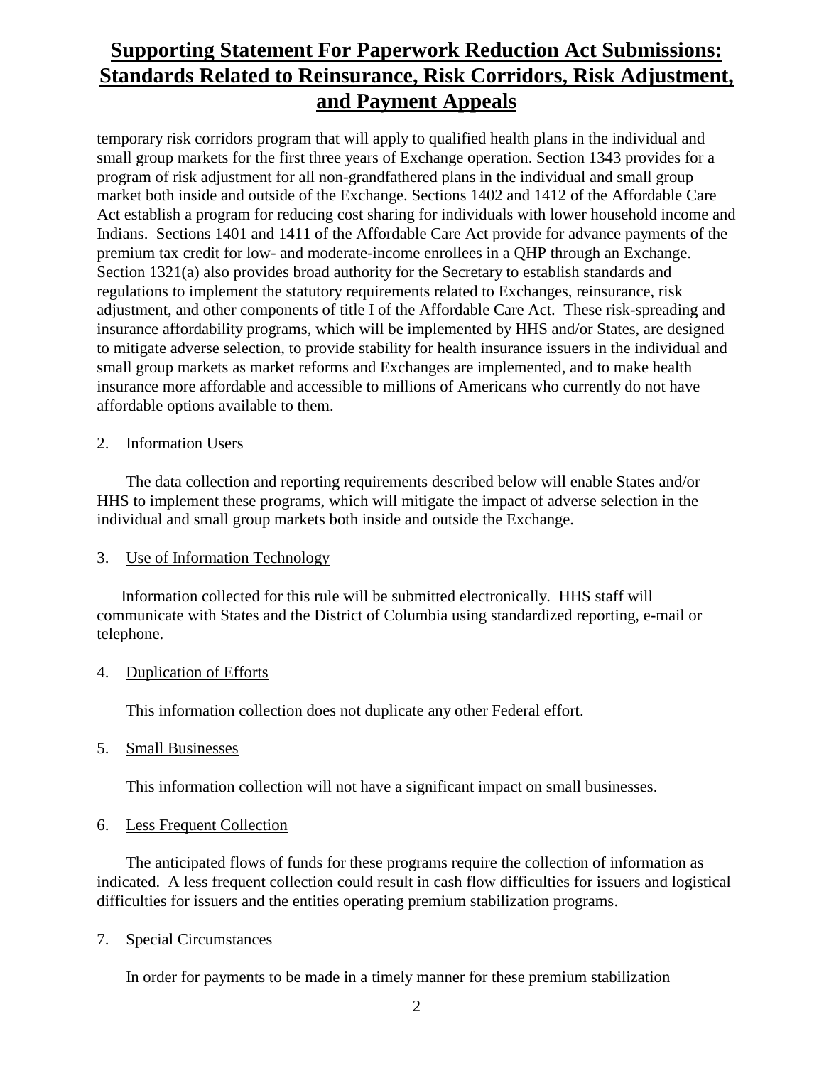temporary risk corridors program that will apply to qualified health plans in the individual and small group markets for the first three years of Exchange operation. Section 1343 provides for a program of risk adjustment for all non-grandfathered plans in the individual and small group market both inside and outside of the Exchange. Sections 1402 and 1412 of the Affordable Care Act establish a program for reducing cost sharing for individuals with lower household income and Indians. Sections 1401 and 1411 of the Affordable Care Act provide for advance payments of the premium tax credit for low- and moderate-income enrollees in a QHP through an Exchange. Section 1321(a) also provides broad authority for the Secretary to establish standards and regulations to implement the statutory requirements related to Exchanges, reinsurance, risk adjustment, and other components of title I of the Affordable Care Act. These risk-spreading and insurance affordability programs, which will be implemented by HHS and/or States, are designed to mitigate adverse selection, to provide stability for health insurance issuers in the individual and small group markets as market reforms and Exchanges are implemented, and to make health insurance more affordable and accessible to millions of Americans who currently do not have affordable options available to them.

2. Information Users

The data collection and reporting requirements described below will enable States and/or HHS to implement these programs, which will mitigate the impact of adverse selection in the individual and small group markets both inside and outside the Exchange.

3. Use of Information Technology

Information collected for this rule will be submitted electronically. HHS staff will communicate with States and the District of Columbia using standardized reporting, e-mail or telephone.

4. Duplication of Efforts

This information collection does not duplicate any other Federal effort.

5. Small Businesses

This information collection will not have a significant impact on small businesses.

6. Less Frequent Collection

The anticipated flows of funds for these programs require the collection of information as indicated. A less frequent collection could result in cash flow difficulties for issuers and logistical difficulties for issuers and the entities operating premium stabilization programs.

7. Special Circumstances

In order for payments to be made in a timely manner for these premium stabilization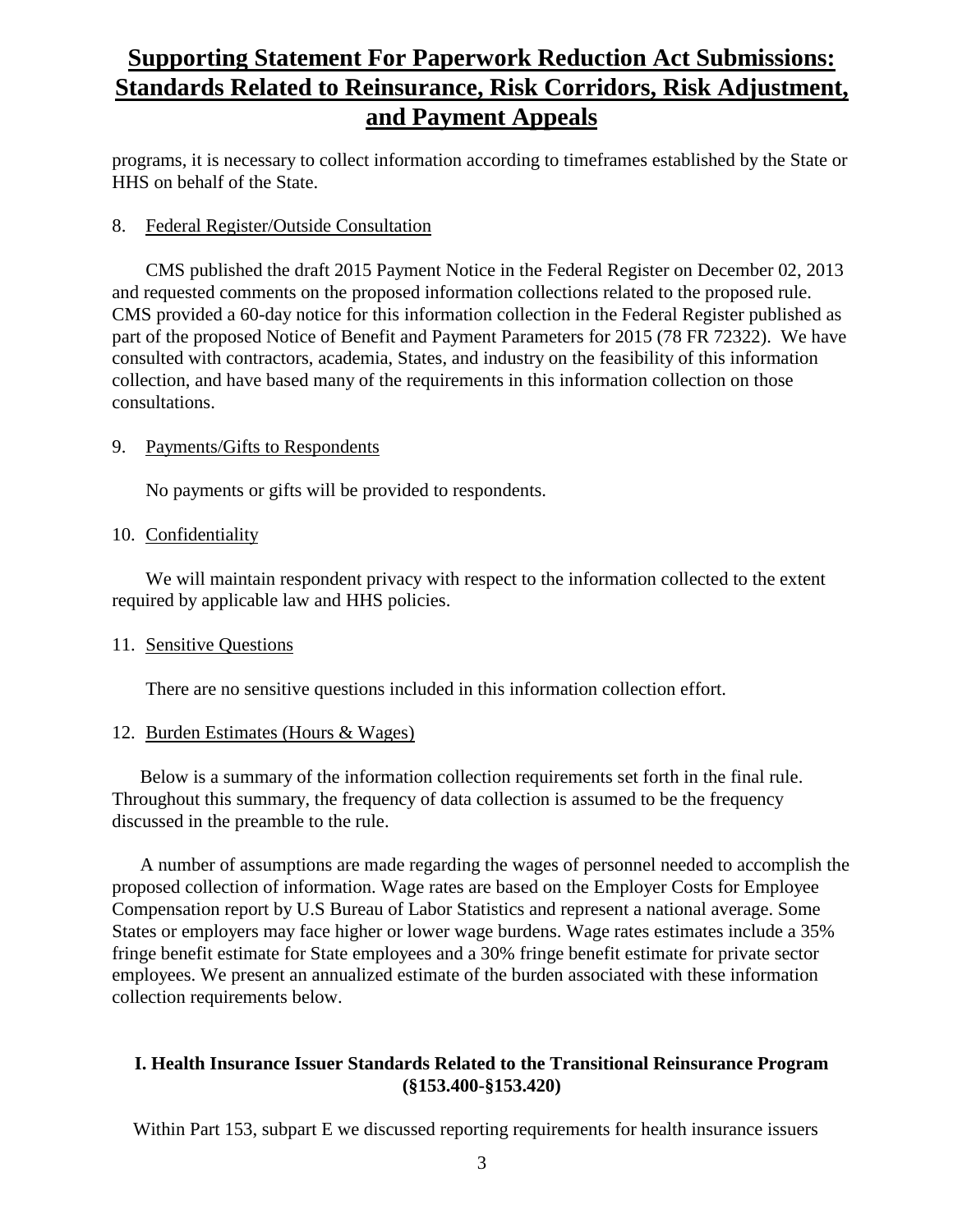programs, it is necessary to collect information according to timeframes established by the State or HHS on behalf of the State.

8. Federal Register/Outside Consultation

CMS published the draft 2015 Payment Notice in the Federal Register on December 02, 2013 and requested comments on the proposed information collections related to the proposed rule. CMS provided a 60-day notice for this information collection in the Federal Register published as part of the proposed Notice of Benefit and Payment Parameters for 2015 (78 FR 72322). We have consulted with contractors, academia, States, and industry on the feasibility of this information collection, and have based many of the requirements in this information collection on those consultations.

9. Payments/Gifts to Respondents

No payments or gifts will be provided to respondents.

10. Confidentiality

We will maintain respondent privacy with respect to the information collected to the extent required by applicable law and HHS policies.

11. Sensitive Questions

There are no sensitive questions included in this information collection effort.

12. Burden Estimates (Hours & Wages)

Below is a summary of the information collection requirements set forth in the final rule. Throughout this summary, the frequency of data collection is assumed to be the frequency discussed in the preamble to the rule.

A number of assumptions are made regarding the wages of personnel needed to accomplish the proposed collection of information. Wage rates are based on the Employer Costs for Employee Compensation report by U.S Bureau of Labor Statistics and represent a national average. Some States or employers may face higher or lower wage burdens. Wage rates estimates include a 35% fringe benefit estimate for State employees and a 30% fringe benefit estimate for private sector employees. We present an annualized estimate of the burden associated with these information collection requirements below.

### I. Health Insurance Issuer Standards Related to the Transitional Reinsurance Program (§153.400-§153.420)

Within Part 153, subpart E we discussed reporting requirements for health insurance issuers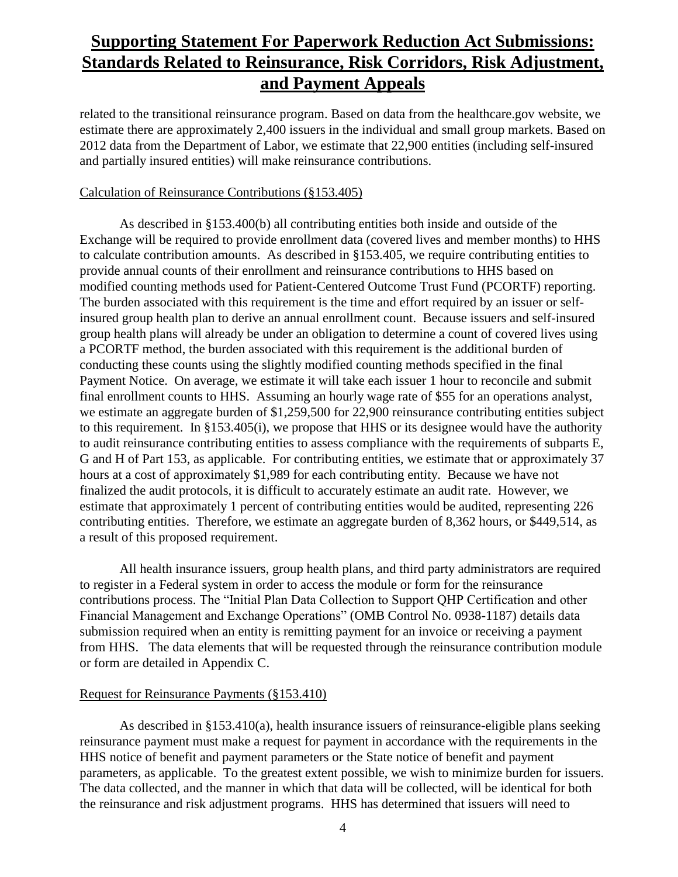related to the transitional reinsurance program. Based on data from the healthcare.gov website, we estimate there are approximately 2,400 issuers in the individual and small group markets. Based on 2012 data from the Department of Labor, we estimate that 22,900 entities (including self-insured and partially insured entities) will make reinsurance contributions.

Calculation of Reinsurance Contributions (§153.405)

As described in §153.400(b) all contributing entities both inside and outside of the Exchange will be required to provide enrollment data (covered lives and member months) to HHS to calculate contribution amounts. As described in §153.405, we require contributing entities to provide annual counts of their enrollment and reinsurance contributions to HHS based on modified counting methods used for Patient-Centered Outcome Trust Fund (PCORTF) reporting. The burden associated with this requirement is the time and effort required by an issuer or self-insured group health plan to derive an annual enrollment count. Because issuers and self-insured group health plans will already be under an obligation to determine a count of covered lives using a PCORTF method, the burden associated with this requirement is the additional burden of conducting these counts using the slightly modified counting methods specified in the final Payment Notice. On average, we estimate it will take each issuer 1 hour to reconcile and submit final enrollment counts to HHS. Assuming an hourly wage rate of $55 for an operations analyst, we estimate an aggregate burden of $1,259,500 for 22,900 reinsurance contributing entities subject to this requirement. In §153.405(i), we propose that HHS or its designee would have the authority to audit reinsurance contributing entities to assess compliance with the requirements of subparts E, G and H of Part 153, as applicable. For contributing entities, we estimate that or approximately 37 hours at a cost of approximately $1,989 for each contributing entity. Because we have not finalized the audit protocols, it is difficult to accurately estimate an audit rate. However, we estimate that approximately 1 percent of contributing entities would be audited, representing 226 contributing entities. Therefore, we estimate an aggregate burden of 8,362 hours, or $449,514, as a result of this proposed requirement.

All health insurance issuers, group health plans, and third party administrators are required to register in a Federal system in order to access the module or form for the reinsurance contributions process. The "Initial Plan Data Collection to Support QHP Certification and other Financial Management and Exchange Operations" (OMB Control No. 0938-1187) details data submission required when an entity is remitting payment for an invoice or receiving a payment from HHS. The data elements that will be requested through the reinsurance contribution module or form are detailed in Appendix C.

Request for Reinsurance Payments (§153.410)

As described in §153.410(a), health insurance issuers of reinsurance-eligible plans seeking reinsurance payment must make a request for payment in accordance with the requirements in the HHS notice of benefit and payment parameters or the State notice of benefit and payment parameters, as applicable. To the greatest extent possible, we wish to minimize burden for issuers. The data collected, and the manner in which that data will be collected, will be identical for both the reinsurance and risk adjustment programs. HHS has determined that issuers will need to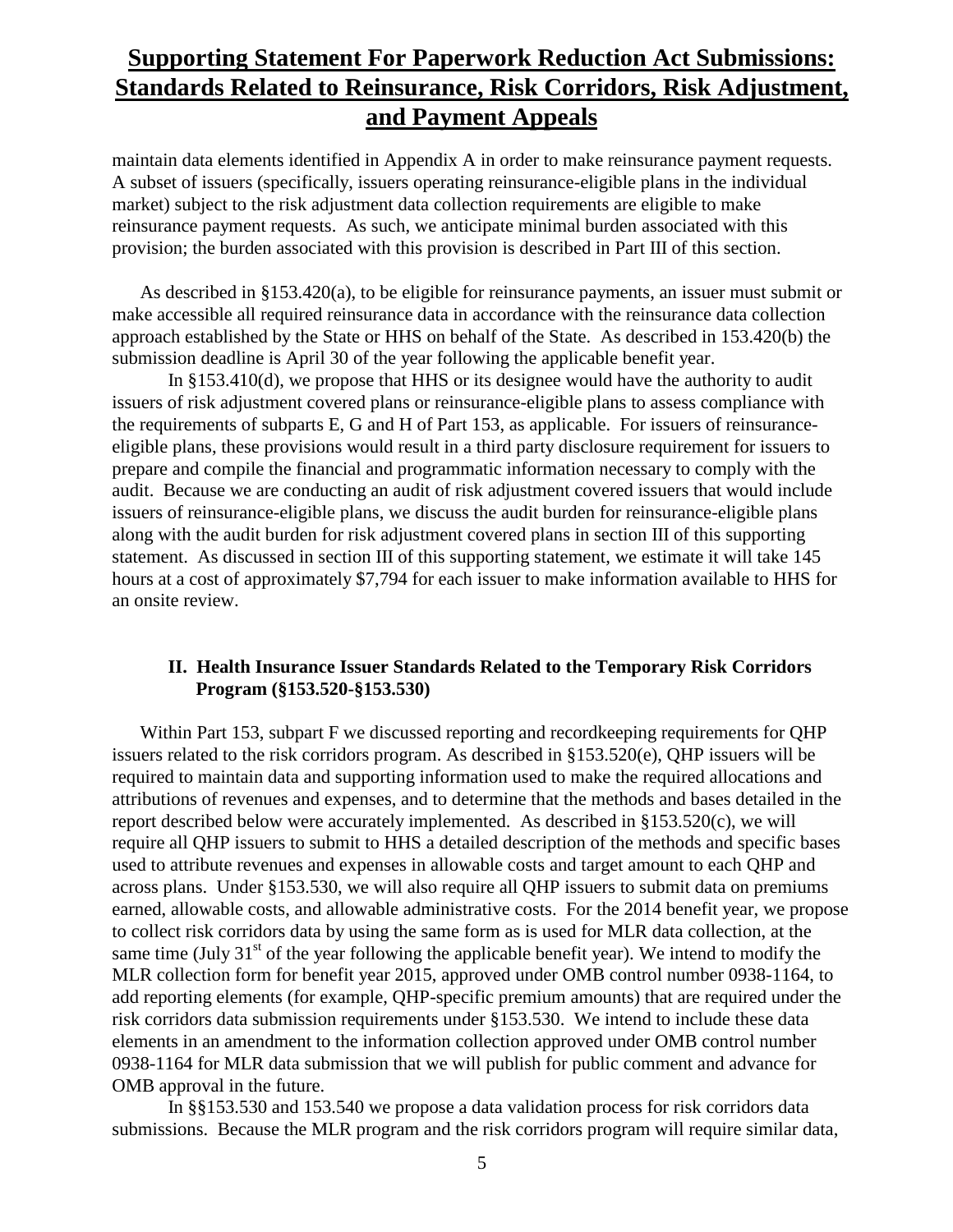maintain data elements identified in Appendix A in order to make reinsurance payment requests. A subset of issuers (specifically, issuers operating reinsurance-eligible plans in the individual market) subject to the risk adjustment data collection requirements are eligible to make reinsurance payment requests. As such, we anticipate minimal burden associated with this provision; the burden associated with this provision is described in Part III of this section.

As described in §153.420(a), to be eligible for reinsurance payments, an issuer must submit or make accessible all required reinsurance data in accordance with the reinsurance data collection approach established by the State or HHS on behalf of the State. As described in 153.420(b) the submission deadline is April 30 of the year following the applicable benefit year.

In §153.410(d), we propose that HHS or its designee would have the authority to audit issuers of risk adjustment covered plans or reinsurance-eligible plans to assess compliance with the requirements of subparts E, G and H of Part 153, as applicable. For issuers of reinsurance-eligible plans, these provisions would result in a third party disclosure requirement for issuers to prepare and compile the financial and programmatic information necessary to comply with the audit. Because we are conducting an audit of risk adjustment covered issuers that would include issuers of reinsurance-eligible plans, we discuss the audit burden for reinsurance-eligible plans along with the audit burden for risk adjustment covered plans in section III of this supporting statement. As discussed in section III of this supporting statement, we estimate it will take 145 hours at a cost of approximately $7,794 for each issuer to make information available to HHS for an onsite review.

### II. Health Insurance Issuer Standards Related to the Temporary Risk Corridors Program (§153.520-§153.530)

Within Part 153, subpart F we discussed reporting and recordkeeping requirements for QHP issuers related to the risk corridors program. As described in §153.520(e), QHP issuers will be required to maintain data and supporting information used to make the required allocations and attributions of revenues and expenses, and to determine that the methods and bases detailed in the report described below were accurately implemented. As described in §153.520(c), we will require all QHP issuers to submit to HHS a detailed description of the methods and specific bases used to attribute revenues and expenses in allowable costs and target amount to each QHP and across plans. Under §153.530, we will also require all QHP issuers to submit data on premiums earned, allowable costs, and allowable administrative costs. For the 2014 benefit year, we propose to collect risk corridors data by using the same form as is used for MLR data collection, at the same time (July 31st of the year following the applicable benefit year). We intend to modify the MLR collection form for benefit year 2015, approved under OMB control number 0938-1164, to add reporting elements (for example, QHP-specific premium amounts) that are required under the risk corridors data submission requirements under §153.530. We intend to include these data elements in an amendment to the information collection approved under OMB control number 0938-1164 for MLR data submission that we will publish for public comment and advance for OMB approval in the future.

In §§153.530 and 153.540 we propose a data validation process for risk corridors data submissions. Because the MLR program and the risk corridors program will require similar data,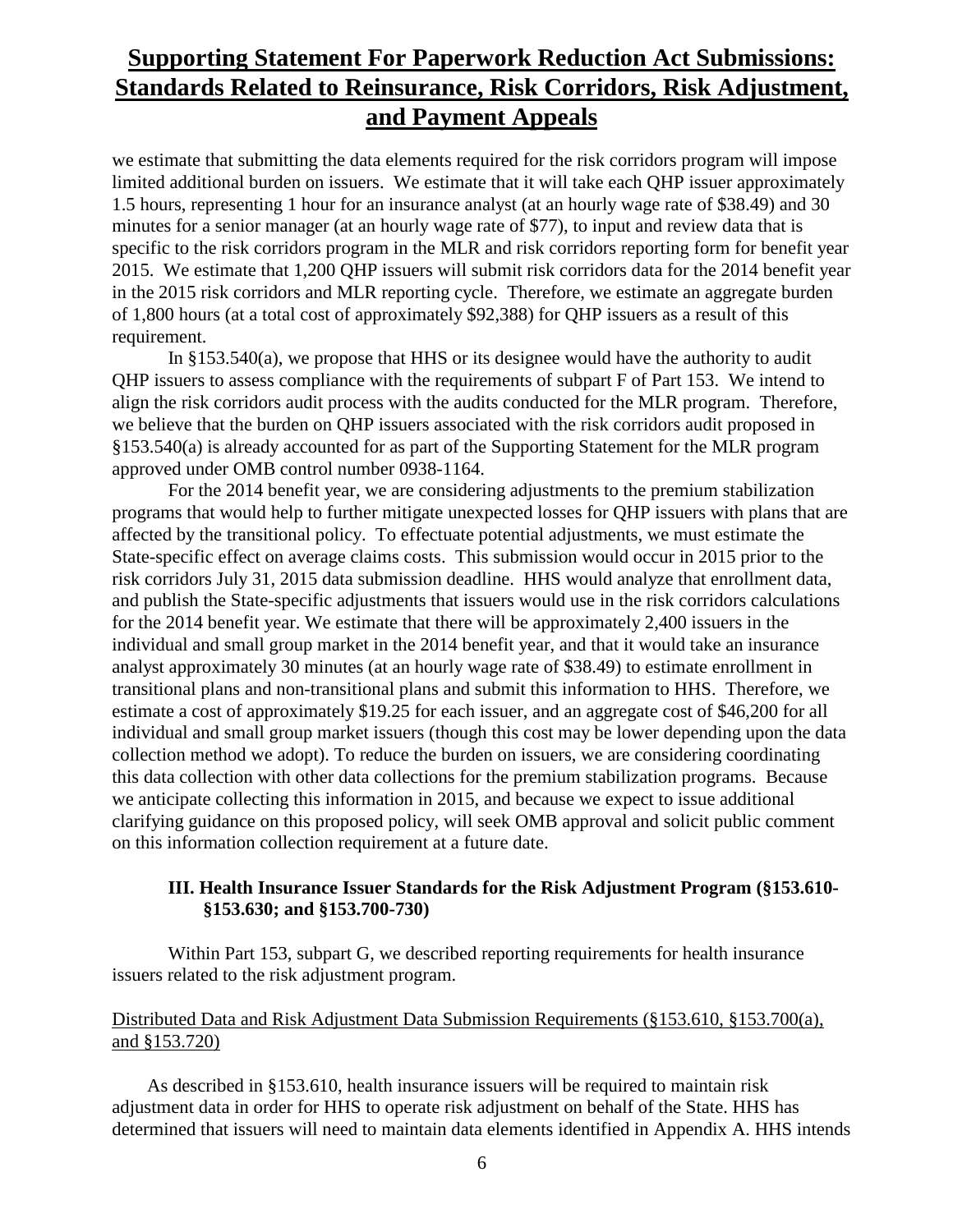we estimate that submitting the data elements required for the risk corridors program will impose limited additional burden on issuers. We estimate that it will take each QHP issuer approximately 1.5 hours, representing 1 hour for an insurance analyst (at an hourly wage rate of $38.49) and 30 minutes for a senior manager (at an hourly wage rate of $77), to input and review data that is specific to the risk corridors program in the MLR and risk corridors reporting form for benefit year 2015. We estimate that 1,200 QHP issuers will submit risk corridors data for the 2014 benefit year in the 2015 risk corridors and MLR reporting cycle. Therefore, we estimate an aggregate burden of 1,800 hours (at a total cost of approximately $92,388) for QHP issuers as a result of this requirement.

In §153.540(a), we propose that HHS or its designee would have the authority to audit QHP issuers to assess compliance with the requirements of subpart F of Part 153. We intend to align the risk corridors audit process with the audits conducted for the MLR program. Therefore, we believe that the burden on QHP issuers associated with the risk corridors audit proposed in §153.540(a) is already accounted for as part of the Supporting Statement for the MLR program approved under OMB control number 0938-1164.

For the 2014 benefit year, we are considering adjustments to the premium stabilization programs that would help to further mitigate unexpected losses for QHP issuers with plans that are affected by the transitional policy. To effectuate potential adjustments, we must estimate the State-specific effect on average claims costs. This submission would occur in 2015 prior to the risk corridors July 31, 2015 data submission deadline. HHS would analyze that enrollment data, and publish the State-specific adjustments that issuers would use in the risk corridors calculations for the 2014 benefit year. We estimate that there will be approximately 2,400 issuers in the individual and small group market in the 2014 benefit year, and that it would take an insurance analyst approximately 30 minutes (at an hourly wage rate of $38.49) to estimate enrollment in transitional plans and non-transitional plans and submit this information to HHS. Therefore, we estimate a cost of approximately $19.25 for each issuer, and an aggregate cost of $46,200 for all individual and small group market issuers (though this cost may be lower depending upon the data collection method we adopt). To reduce the burden on issuers, we are considering coordinating this data collection with other data collections for the premium stabilization programs. Because we anticipate collecting this information in 2015, and because we expect to issue additional clarifying guidance on this proposed policy, will seek OMB approval and solicit public comment on this information collection requirement at a future date.

### III. Health Insurance Issuer Standards for the Risk Adjustment Program (§153.610-§153.630; and §153.700-730)

Within Part 153, subpart G, we described reporting requirements for health insurance issuers related to the risk adjustment program.

Distributed Data and Risk Adjustment Data Submission Requirements (§153.610, §153.700(a), and §153.720)

As described in §153.610, health insurance issuers will be required to maintain risk adjustment data in order for HHS to operate risk adjustment on behalf of the State. HHS has determined that issuers will need to maintain data elements identified in Appendix A. HHS intends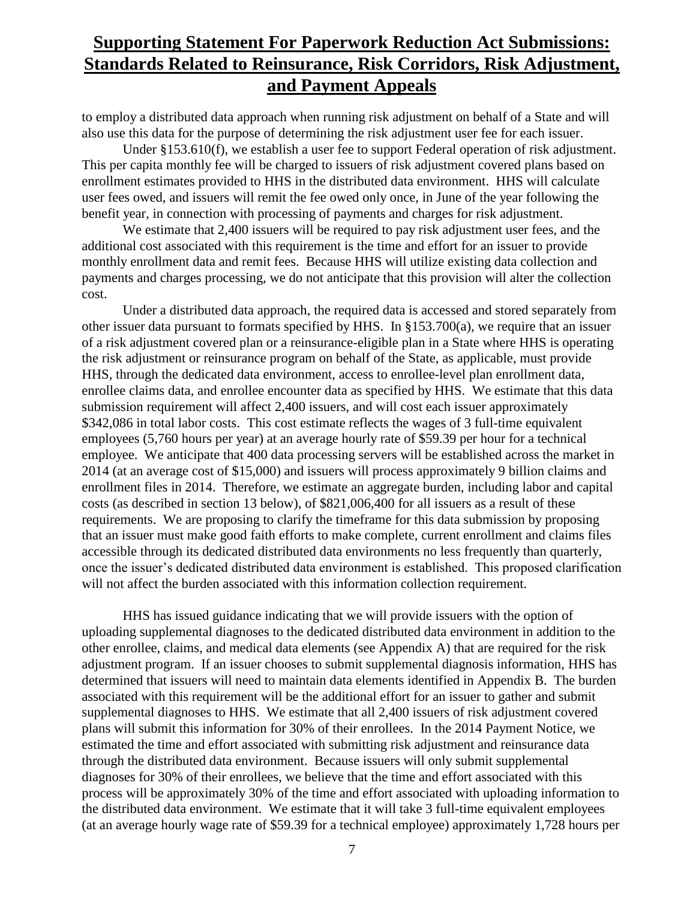to employ a distributed data approach when running risk adjustment on behalf of a State and will also use this data for the purpose of determining the risk adjustment user fee for each issuer.

Under §153.610(f), we establish a user fee to support Federal operation of risk adjustment. This per capita monthly fee will be charged to issuers of risk adjustment covered plans based on enrollment estimates provided to HHS in the distributed data environment. HHS will calculate user fees owed, and issuers will remit the fee owed only once, in June of the year following the benefit year, in connection with processing of payments and charges for risk adjustment.

We estimate that 2,400 issuers will be required to pay risk adjustment user fees, and the additional cost associated with this requirement is the time and effort for an issuer to provide monthly enrollment data and remit fees. Because HHS will utilize existing data collection and payments and charges processing, we do not anticipate that this provision will alter the collection cost.

Under a distributed data approach, the required data is accessed and stored separately from other issuer data pursuant to formats specified by HHS. In §153.700(a), we require that an issuer of a risk adjustment covered plan or a reinsurance-eligible plan in a State where HHS is operating the risk adjustment or reinsurance program on behalf of the State, as applicable, must provide HHS, through the dedicated data environment, access to enrollee-level plan enrollment data, enrollee claims data, and enrollee encounter data as specified by HHS. We estimate that this data submission requirement will affect 2,400 issuers, and will cost each issuer approximately $342,086 in total labor costs. This cost estimate reflects the wages of 3 full-time equivalent employees (5,760 hours per year) at an average hourly rate of $59.39 per hour for a technical employee. We anticipate that 400 data processing servers will be established across the market in 2014 (at an average cost of $15,000) and issuers will process approximately 9 billion claims and enrollment files in 2014. Therefore, we estimate an aggregate burden, including labor and capital costs (as described in section 13 below), of $821,006,400 for all issuers as a result of these requirements. We are proposing to clarify the timeframe for this data submission by proposing that an issuer must make good faith efforts to make complete, current enrollment and claims files accessible through its dedicated distributed data environments no less frequently than quarterly, once the issuer's dedicated distributed data environment is established. This proposed clarification will not affect the burden associated with this information collection requirement.

HHS has issued guidance indicating that we will provide issuers with the option of uploading supplemental diagnoses to the dedicated distributed data environment in addition to the other enrollee, claims, and medical data elements (see Appendix A) that are required for the risk adjustment program. If an issuer chooses to submit supplemental diagnosis information, HHS has determined that issuers will need to maintain data elements identified in Appendix B. The burden associated with this requirement will be the additional effort for an issuer to gather and submit supplemental diagnoses to HHS. We estimate that all 2,400 issuers of risk adjustment covered plans will submit this information for 30% of their enrollees. In the 2014 Payment Notice, we estimated the time and effort associated with submitting risk adjustment and reinsurance data through the distributed data environment. Because issuers will only submit supplemental diagnoses for 30% of their enrollees, we believe that the time and effort associated with this process will be approximately 30% of the time and effort associated with uploading information to the distributed data environment. We estimate that it will take 3 full-time equivalent employees (at an average hourly wage rate of $59.39 for a technical employee) approximately 1,728 hours per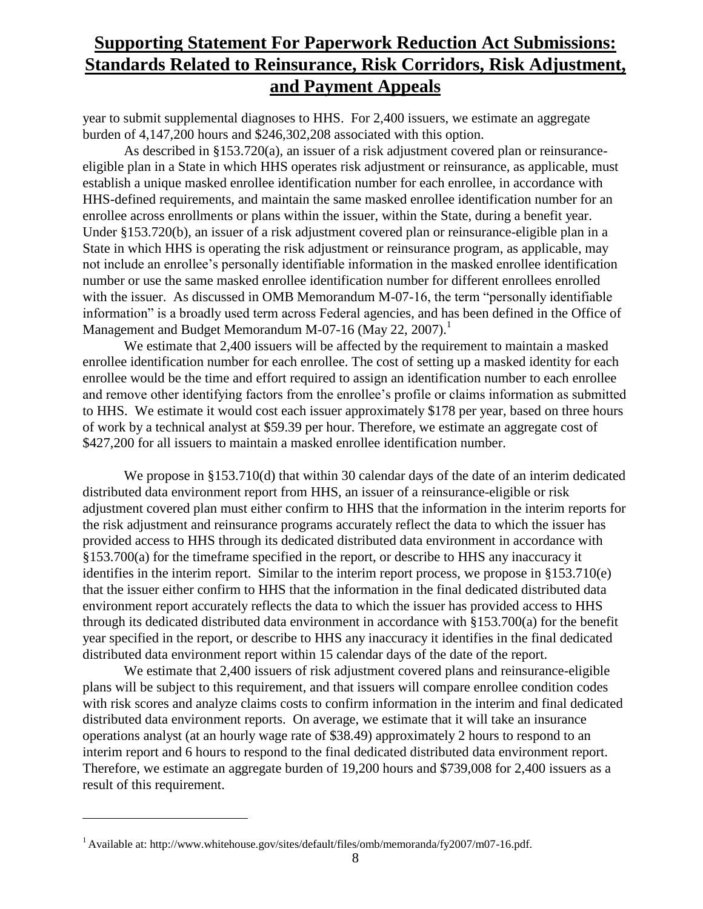year to submit supplemental diagnoses to HHS. For 2,400 issuers, we estimate an aggregate burden of 4,147,200 hours and $246,302,208 associated with this option.

As described in §153.720(a), an issuer of a risk adjustment covered plan or reinsurance-eligible plan in a State in which HHS operates risk adjustment or reinsurance, as applicable, must establish a unique masked enrollee identification number for each enrollee, in accordance with HHS-defined requirements, and maintain the same masked enrollee identification number for an enrollee across enrollments or plans within the issuer, within the State, during a benefit year. Under §153.720(b), an issuer of a risk adjustment covered plan or reinsurance-eligible plan in a State in which HHS is operating the risk adjustment or reinsurance program, as applicable, may not include an enrollee's personally identifiable information in the masked enrollee identification number or use the same masked enrollee identification number for different enrollees enrolled with the issuer. As discussed in OMB Memorandum M-07-16, the term "personally identifiable information" is a broadly used term across Federal agencies, and has been defined in the Office of Management and Budget Memorandum M-07-16 (May 22, 2007).[1]

We estimate that 2,400 issuers will be affected by the requirement to maintain a masked enrollee identification number for each enrollee. The cost of setting up a masked identity for each enrollee would be the time and effort required to assign an identification number to each enrollee and remove other identifying factors from the enrollee's profile or claims information as submitted to HHS. We estimate it would cost each issuer approximately $178 per year, based on three hours of work by a technical analyst at $59.39 per hour. Therefore, we estimate an aggregate cost of $427,200 for all issuers to maintain a masked enrollee identification number.

We propose in §153.710(d) that within 30 calendar days of the date of an interim dedicated distributed data environment report from HHS, an issuer of a reinsurance-eligible or risk adjustment covered plan must either confirm to HHS that the information in the interim reports for the risk adjustment and reinsurance programs accurately reflect the data to which the issuer has provided access to HHS through its dedicated distributed data environment in accordance with §153.700(a) for the timeframe specified in the report, or describe to HHS any inaccuracy it identifies in the interim report. Similar to the interim report process, we propose in §153.710(e) that the issuer either confirm to HHS that the information in the final dedicated distributed data environment report accurately reflects the data to which the issuer has provided access to HHS through its dedicated distributed data environment in accordance with §153.700(a) for the benefit year specified in the report, or describe to HHS any inaccuracy it identifies in the final dedicated distributed data environment report within 15 calendar days of the date of the report.

We estimate that 2,400 issuers of risk adjustment covered plans and reinsurance-eligible plans will be subject to this requirement, and that issuers will compare enrollee condition codes with risk scores and analyze claims costs to confirm information in the interim and final dedicated distributed data environment reports. On average, we estimate that it will take an insurance operations analyst (at an hourly wage rate of $38.49) approximately 2 hours to respond to an interim report and 6 hours to respond to the final dedicated distributed data environment report. Therefore, we estimate an aggregate burden of 19,200 hours and $739,008 for 2,400 issuers as a result of this requirement.

[1] Available at: http://www.whitehouse.gov/sites/default/files/omb/memoranda/fy2007/m07-16.pdf.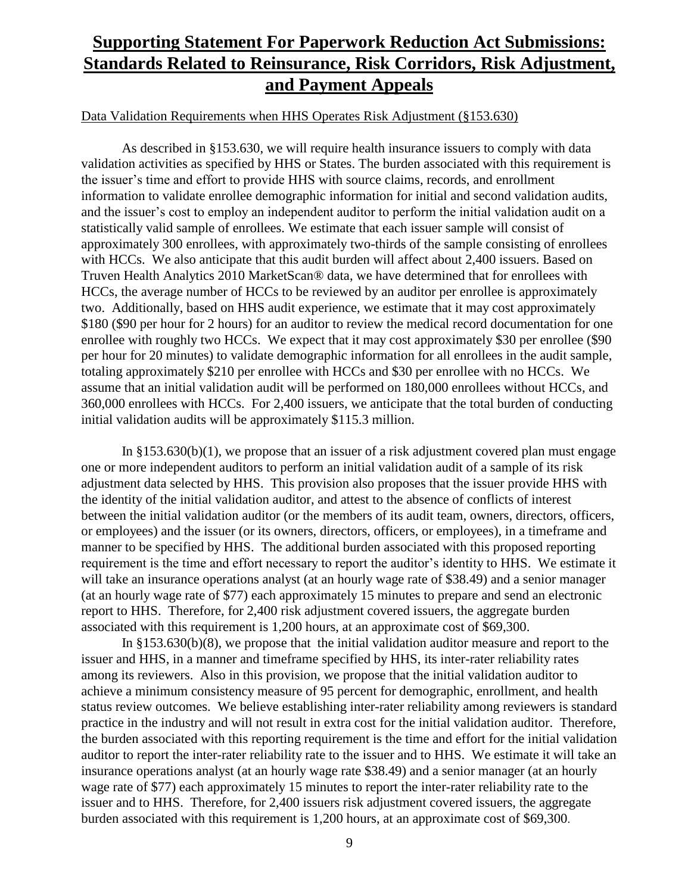# Supporting Statement For Paperwork Reduction Act Submissions: Standards Related to Reinsurance, Risk Corridors, Risk Adjustment, and Payment Appeals

Data Validation Requirements when HHS Operates Risk Adjustment (§153.630)

As described in §153.630, we will require health insurance issuers to comply with data validation activities as specified by HHS or States. The burden associated with this requirement is the issuer's time and effort to provide HHS with source claims, records, and enrollment information to validate enrollee demographic information for initial and second validation audits, and the issuer's cost to employ an independent auditor to perform the initial validation audit on a statistically valid sample of enrollees. We estimate that each issuer sample will consist of approximately 300 enrollees, with approximately two-thirds of the sample consisting of enrollees with HCCs. We also anticipate that this audit burden will affect about 2,400 issuers. Based on Truven Health Analytics 2010 MarketScan® data, we have determined that for enrollees with HCCs, the average number of HCCs to be reviewed by an auditor per enrollee is approximately two. Additionally, based on HHS audit experience, we estimate that it may cost approximately $180 ($90 per hour for 2 hours) for an auditor to review the medical record documentation for one enrollee with roughly two HCCs. We expect that it may cost approximately $30 per enrollee ($90 per hour for 20 minutes) to validate demographic information for all enrollees in the audit sample, totaling approximately $210 per enrollee with HCCs and $30 per enrollee with no HCCs. We assume that an initial validation audit will be performed on 180,000 enrollees without HCCs, and 360,000 enrollees with HCCs. For 2,400 issuers, we anticipate that the total burden of conducting initial validation audits will be approximately $115.3 million.

In §153.630(b)(1), we propose that an issuer of a risk adjustment covered plan must engage one or more independent auditors to perform an initial validation audit of a sample of its risk adjustment data selected by HHS. This provision also proposes that the issuer provide HHS with the identity of the initial validation auditor, and attest to the absence of conflicts of interest between the initial validation auditor (or the members of its audit team, owners, directors, officers, or employees) and the issuer (or its owners, directors, officers, or employees), in a timeframe and manner to be specified by HHS. The additional burden associated with this proposed reporting requirement is the time and effort necessary to report the auditor's identity to HHS. We estimate it will take an insurance operations analyst (at an hourly wage rate of $38.49) and a senior manager (at an hourly wage rate of $77) each approximately 15 minutes to prepare and send an electronic report to HHS. Therefore, for 2,400 risk adjustment covered issuers, the aggregate burden associated with this requirement is 1,200 hours, at an approximate cost of $69,300.

In §153.630(b)(8), we propose that the initial validation auditor measure and report to the issuer and HHS, in a manner and timeframe specified by HHS, its inter-rater reliability rates among its reviewers. Also in this provision, we propose that the initial validation auditor to achieve a minimum consistency measure of 95 percent for demographic, enrollment, and health status review outcomes. We believe establishing inter-rater reliability among reviewers is standard practice in the industry and will not result in extra cost for the initial validation auditor. Therefore, the burden associated with this reporting requirement is the time and effort for the initial validation auditor to report the inter-rater reliability rate to the issuer and to HHS. We estimate it will take an insurance operations analyst (at an hourly wage rate $38.49) and a senior manager (at an hourly wage rate of $77) each approximately 15 minutes to report the inter-rater reliability rate to the issuer and to HHS. Therefore, for 2,400 issuers risk adjustment covered issuers, the aggregate burden associated with this requirement is 1,200 hours, at an approximate cost of $69,300.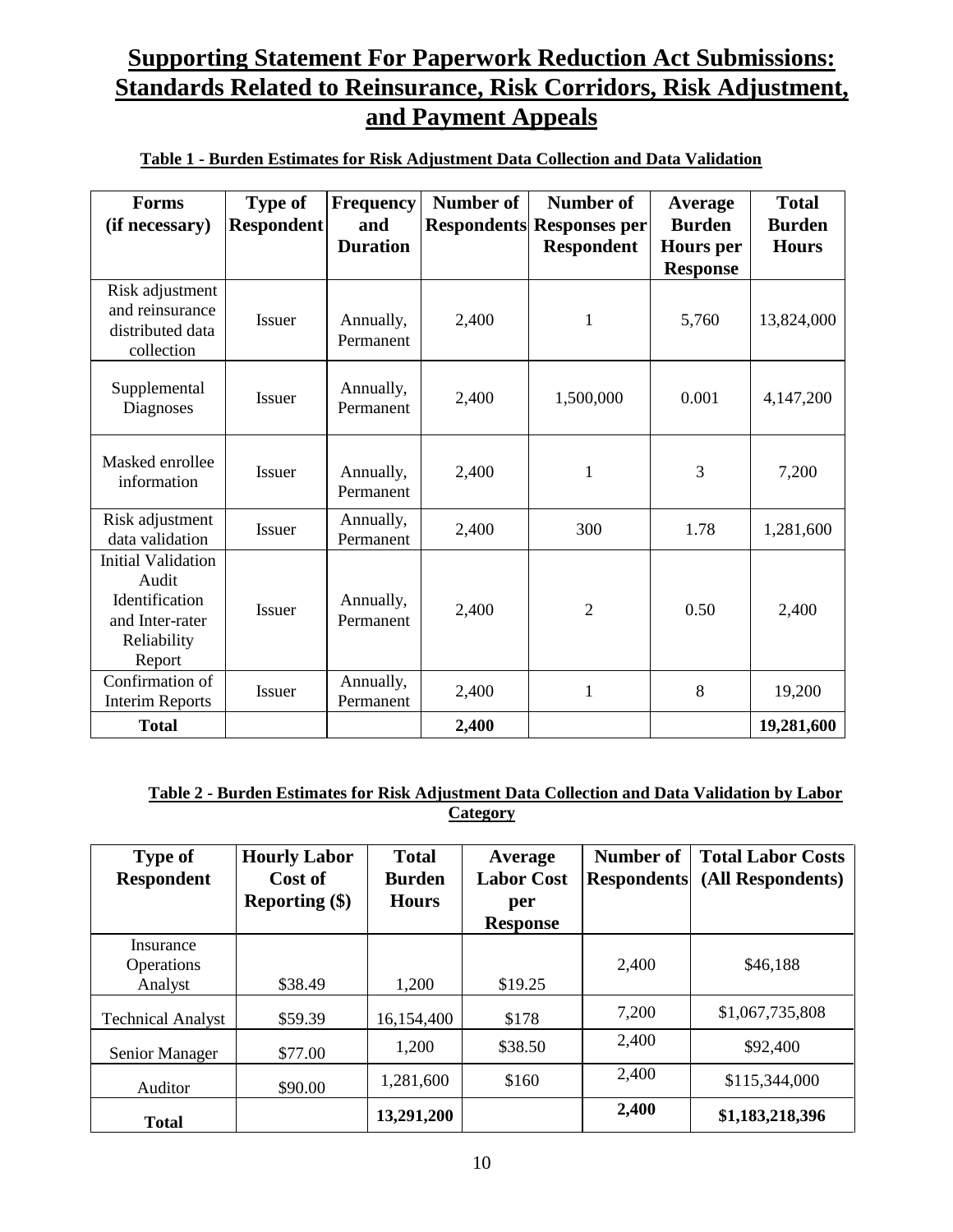# Supporting Statement For Paperwork Reduction Act Submissions: Standards Related to Reinsurance, Risk Corridors, Risk Adjustment, and Payment Appeals

**Table 1 - Burden Estimates for Risk Adjustment Data Collection and Data Validation**

| Forms (if necessary) | Type of Respondent | Frequency and Duration | Number of Respondents | Number of Responses per Respondent | Average Burden Hours per Response | Total Burden Hours |
|---|---|---|---|---|---|---|
| Risk adjustment and reinsurance distributed data collection | Issuer | Annually, Permanent | 2,400 | 1 | 5,760 | 13,824,000 |
| Supplemental Diagnoses | Issuer | Annually, Permanent | 2,400 | 1,500,000 | 0.001 | 4,147,200 |
| Masked enrollee information | Issuer | Annually, Permanent | 2,400 | 1 | 3 | 7,200 |
| Risk adjustment data validation | Issuer | Annually, Permanent | 2,400 | 300 | 1.78 | 1,281,600 |
| Initial Validation Audit Identification and Inter-rater Reliability Report | Issuer | Annually, Permanent | 2,400 | 2 | 0.50 | 2,400 |
| Confirmation of Interim Reports | Issuer | Annually, Permanent | 2,400 | 1 | 8 | 19,200 |
| **Total** | | | **2,400** | | | **19,281,600** |

**Table 2 - Burden Estimates for Risk Adjustment Data Collection and Data Validation by Labor Category**

| Type of Respondent | Hourly Labor Cost of Reporting ($) | Total Burden Hours | Average Labor Cost per Response | Number of Respondents | Total Labor Costs (All Respondents) |
|---|---|---|---|---|---|
| Insurance Operations Analyst | $38.49 | 1,200 | $19.25 | 2,400 | $46,188 |
| Technical Analyst | $59.39 | 16,154,400 | $178 | 7,200 | $1,067,735,808 |
| Senior Manager | $77.00 | 1,200 | $38.50 | 2,400 | $92,400 |
| Auditor | $90.00 | 1,281,600 | $160 | 2,400 | $115,344,000 |
| **Total** | | **13,291,200** | | **2,400** | **$1,183,218,396** |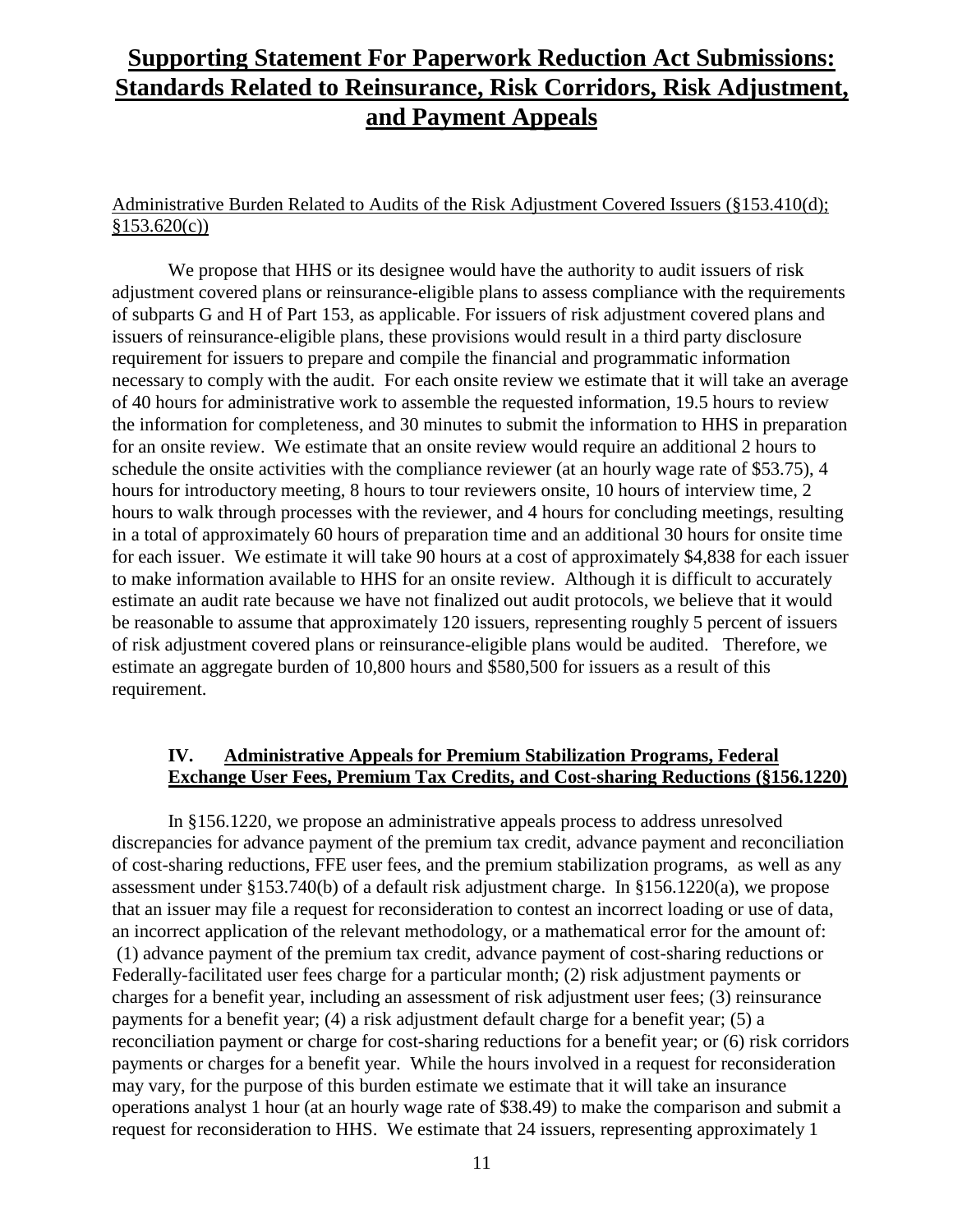# Supporting Statement For Paperwork Reduction Act Submissions: Standards Related to Reinsurance, Risk Corridors, Risk Adjustment, and Payment Appeals

Administrative Burden Related to Audits of the Risk Adjustment Covered Issues (§153.410(d); §153.620(c))

We propose that HHS or its designee would have the authority to audit issuers of risk adjustment covered plans or reinsurance-eligible plans to assess compliance with the requirements of subparts G and H of Part 153, as applicable. For issuers of risk adjustment covered plans and issuers of reinsurance-eligible plans, these provisions would result in a third party disclosure requirement for issuers to prepare and compile the financial and programmatic information necessary to comply with the audit. For each onsite review we estimate that it will take an average of 40 hours for administrative work to assemble the requested information, 19.5 hours to review the information for completeness, and 30 minutes to submit the information to HHS in preparation for an onsite review. We estimate that an onsite review would require an additional 2 hours to schedule the onsite activities with the compliance reviewer (at an hourly wage rate of $53.75), 4 hours for introductory meeting, 8 hours to tour reviewers onsite, 10 hours of interview time, 2 hours to walk through processes with the reviewer, and 4 hours for concluding meetings, resulting in a total of approximately 60 hours of preparation time and an additional 30 hours for onsite time for each issuer. We estimate it will take 90 hours at a cost of approximately $4,838 for each issuer to make information available to HHS for an onsite review. Although it is difficult to accurately estimate an audit rate because we have not finalized out audit protocols, we believe that it would be reasonable to assume that approximately 120 issuers, representing roughly 5 percent of issuers of risk adjustment covered plans or reinsurance-eligible plans would be audited. Therefore, we estimate an aggregate burden of 10,800 hours and $580,500 for issuers as a result of this requirement.

## IV. Administrative Appeals for Premium Stabilization Programs, Federal Exchange User Fees, Premium Tax Credits, and Cost-sharing Reductions (§156.1220)

In §156.1220, we propose an administrative appeals process to address unresolved discrepancies for advance payment of the premium tax credit, advance payment and reconciliation of cost-sharing reductions, FFE user fees, and the premium stabilization programs, as well as any assessment under §153.740(b) of a default risk adjustment charge. In §156.1220(a), we propose that an issuer may file a request for reconsideration to contest an incorrect loading or use of data, an incorrect application of the relevant methodology, or a mathematical error for the amount of: (1) advance payment of the premium tax credit, advance payment of cost-sharing reductions or Federally-facilitated user fees charge for a particular month; (2) risk adjustment payments or charges for a benefit year, including an assessment of risk adjustment user fees; (3) reinsurance payments for a benefit year; (4) a risk adjustment default charge for a benefit year; (5) a reconciliation payment or charge for cost-sharing reductions for a benefit year; or (6) risk corridors payments or charges for a benefit year. While the hours involved in a request for reconsideration may vary, for the purpose of this burden estimate we estimate that it will take an insurance operations analyst 1 hour (at an hourly wage rate of $38.49) to make the comparison and submit a request for reconsideration to HHS. We estimate that 24 issuers, representing approximately 1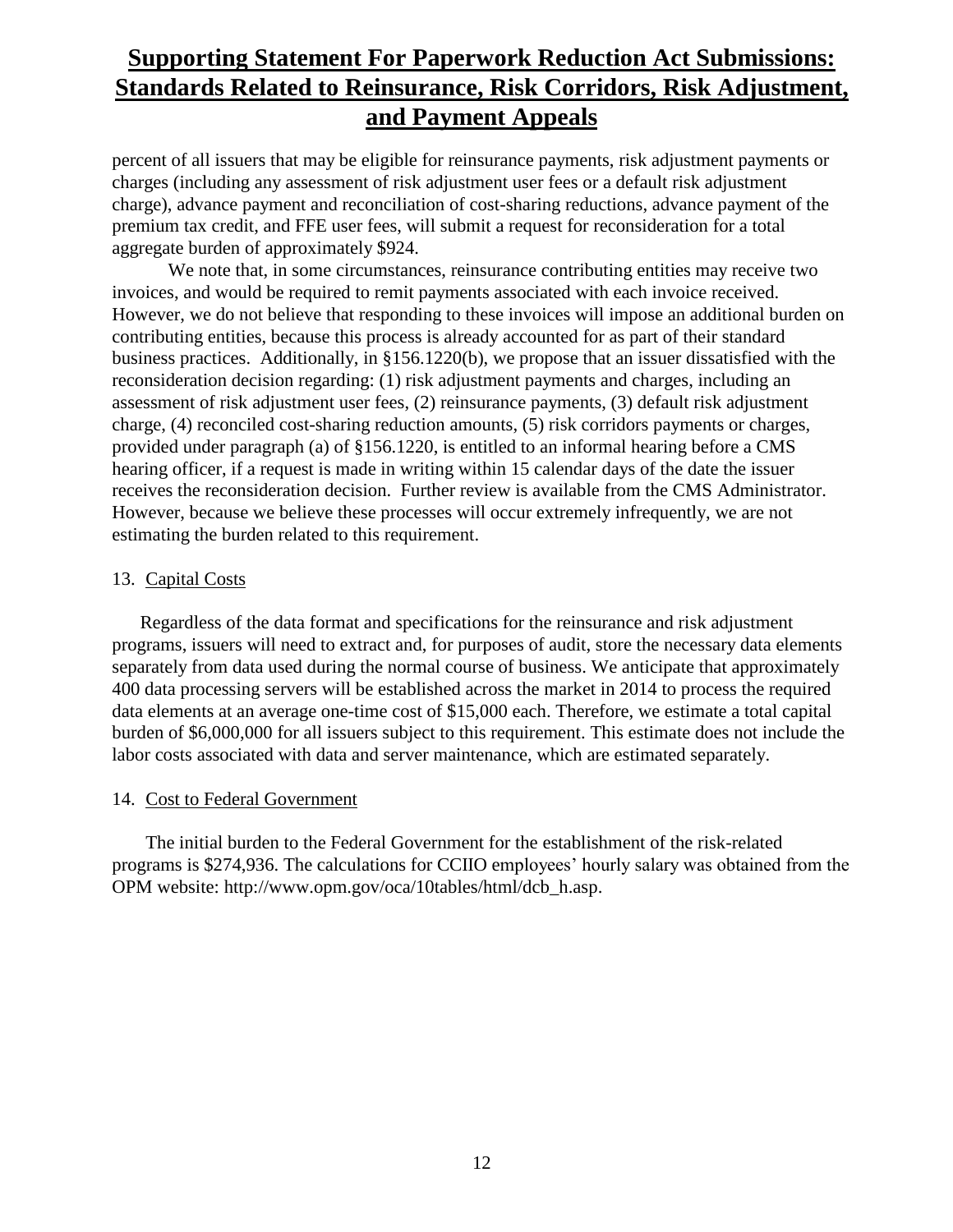percent of all issuers that may be eligible for reinsurance payments, risk adjustment payments or charges (including any assessment of risk adjustment user fees or a default risk adjustment charge), advance payment and reconciliation of cost-sharing reductions, advance payment of the premium tax credit, and FFE user fees, will submit a request for reconsideration for a total aggregate burden of approximately $924.

We note that, in some circumstances, reinsurance contributing entities may receive two invoices, and would be required to remit payments associated with each invoice received. However, we do not believe that responding to these invoices will impose an additional burden on contributing entities, because this process is already accounted for as part of their standard business practices. Additionally, in §156.1220(b), we propose that an issuer dissatisfied with the reconsideration decision regarding: (1) risk adjustment payments and charges, including an assessment of risk adjustment user fees, (2) reinsurance payments, (3) default risk adjustment charge, (4) reconciled cost-sharing reduction amounts, (5) risk corridors payments or charges, provided under paragraph (a) of §156.1220, is entitled to an informal hearing before a CMS hearing officer, if a request is made in writing within 15 calendar days of the date the issuer receives the reconsideration decision. Further review is available from the CMS Administrator. However, because we believe these processes will occur extremely infrequently, we are not estimating the burden related to this requirement.

13. Capital Costs

Regardless of the data format and specifications for the reinsurance and risk adjustment programs, issuers will need to extract and, for purposes of audit, store the necessary data elements separately from data used during the normal course of business. We anticipate that approximately 400 data processing servers will be established across the market in 2014 to process the required data elements at an average one-time cost of $15,000 each. Therefore, we estimate a total capital burden of $6,000,000 for all issuers subject to this requirement. This estimate does not include the labor costs associated with data and server maintenance, which are estimated separately.

14. Cost to Federal Government

The initial burden to the Federal Government for the establishment of the risk-related programs is $274,936. The calculations for CCIIO employees' hourly salary was obtained from the OPM website: http://www.opm.gov/oca/10tables/html/dcb_h.asp.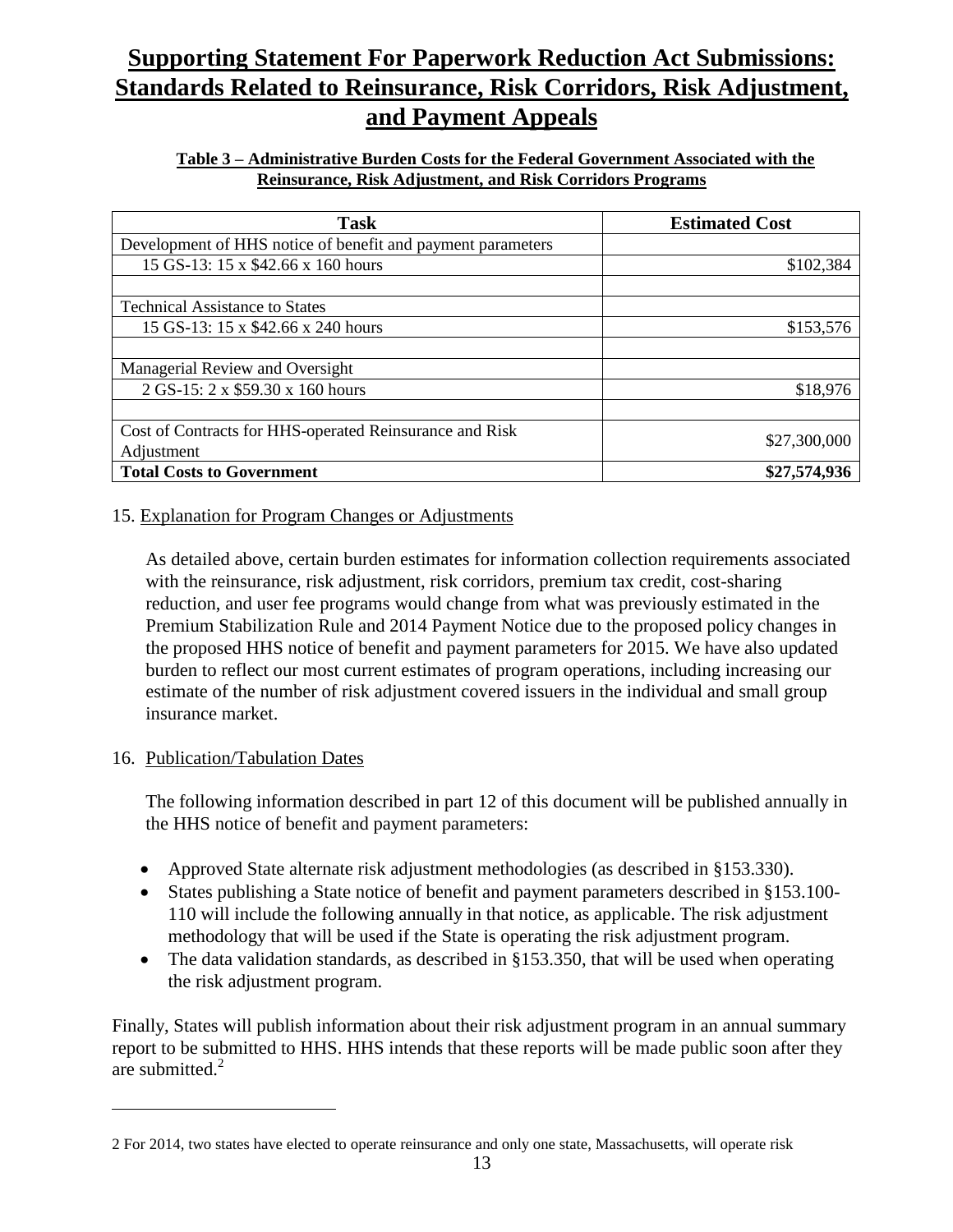# Supporting Statement For Paperwork Reduction Act Submissions: Standards Related to Reinsurance, Risk Corridors, Risk Adjustment, and Payment Appeals

**Table 3 – Administrative Burden Costs for the Federal Government Associated with the Reinsurance, Risk Adjustment, and Risk Corridors Programs**

| Task | Estimated Cost |
|---|---|
| Development of HHS notice of benefit and payment parameters | |
| 15 GS-13: 15 x $42.66 x 160 hours | $102,384 |
| | |
| Technical Assistance to States | |
| 15 GS-13: 15 x $42.66 x 240 hours | $153,576 |
| | |
| Managerial Review and Oversight | |
| 2 GS-15: 2 x $59.30 x 160 hours | $18,976 |
| | |
| Cost of Contracts for HHS-operated Reinsurance and Risk Adjustment | $27,300,000 |
| **Total Costs to Government** | **$27,574,936** |

15. Explanation for Program Changes or Adjustments

As detailed above, certain burden estimates for information collection requirements associated with the reinsurance, risk adjustment, risk corridors, premium tax credit, cost-sharing reduction, and user fee programs would change from what was previously estimated in the Premium Stabilization Rule and 2014 Payment Notice due to the proposed policy changes in the proposed HHS notice of benefit and payment parameters for 2015. We have also updated burden to reflect our most current estimates of program operations, including increasing our estimate of the number of risk adjustment covered issuers in the individual and small group insurance market.

16. Publication/Tabulation Dates

The following information described in part 12 of this document will be published annually in the HHS notice of benefit and payment parameters:

- Approved State alternate risk adjustment methodologies (as described in §153.330).
- States publishing a State notice of benefit and payment parameters described in §153.100-110 will include the following annually in that notice, as applicable. The risk adjustment methodology that will be used if the State is operating the risk adjustment program.
- The data validation standards, as described in §153.350, that will be used when operating the risk adjustment program.

Finally, States will publish information about their risk adjustment program in an annual summary report to be submitted to HHS. HHS intends that these reports will be made public soon after they are submitted.[2]

---

2 For 2014, two states have elected to operate reinsurance and only one state, Massachusetts, will operate risk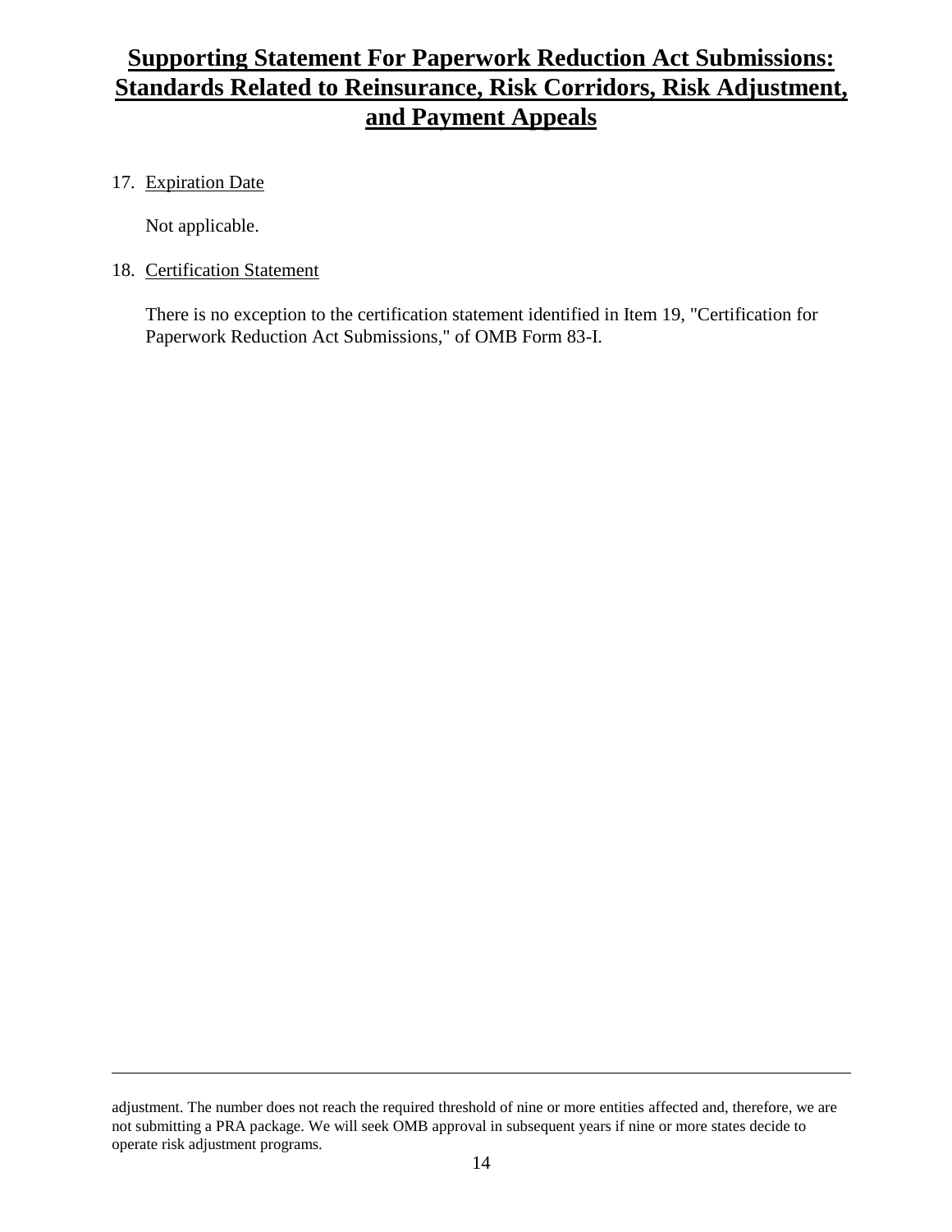17. Expiration Date

    Not applicable.

18. Certification Statement

    There is no exception to the certification statement identified in Item 19, "Certification for Paperwork Reduction Act Submissions," of OMB Form 83-I.

---

adjustment. The number does not reach the required threshold of nine or more entities affected and, therefore, we are not submitting a PRA package. We will seek OMB approval in subsequent years if nine or more states decide to operate risk adjustment programs.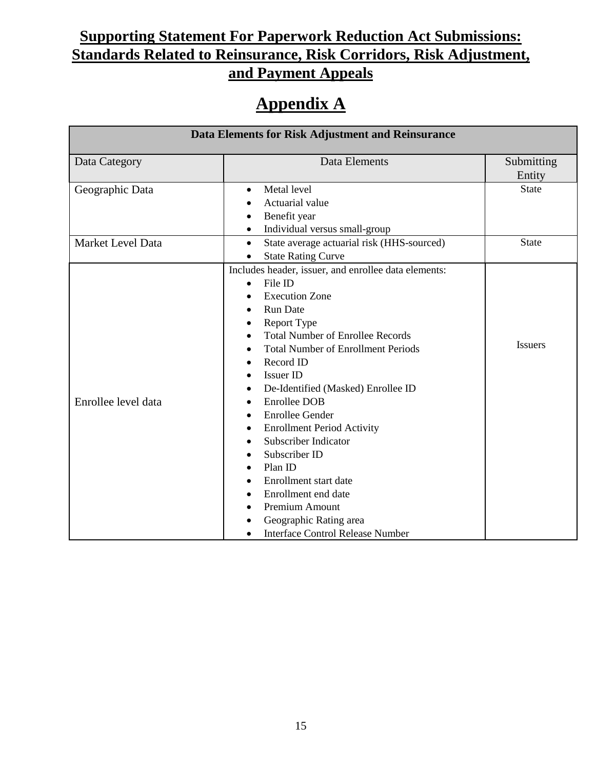# Supporting Statement For Paperwork Reduction Act Submissions: Standards Related to Reinsurance, Risk Corridors, Risk Adjustment, and Payment Appeals

## Appendix A

| Data Elements for Risk Adjustment and Reinsurance | | |
|---|---|---|
| Data Category | Data Elements | Submitting Entity |
| Geographic Data | • Metal level<br>• Actuarial value<br>• Benefit year<br>• Individual versus small-group | State |
| Market Level Data | • State average actuarial risk (HHS-sourced)<br>• State Rating Curve | State |
| Enrollee level data | Includes header, issuer, and enrollee data elements:<br>• File ID<br>• Execution Zone<br>• Run Date<br>• Report Type<br>• Total Number of Enrollee Records<br>• Total Number of Enrollment Periods<br>• Record ID<br>• Issuer ID<br>• De-Identified (Masked) Enrollee ID<br>• Enrollee DOB<br>• Enrollee Gender<br>• Enrollment Period Activity<br>• Subscriber Indicator<br>• Subscriber ID<br>• Plan ID<br>• Enrollment start date<br>• Enrollment end date<br>• Premium Amount<br>• Geographic Rating area<br>• Interface Control Release Number | Issuers |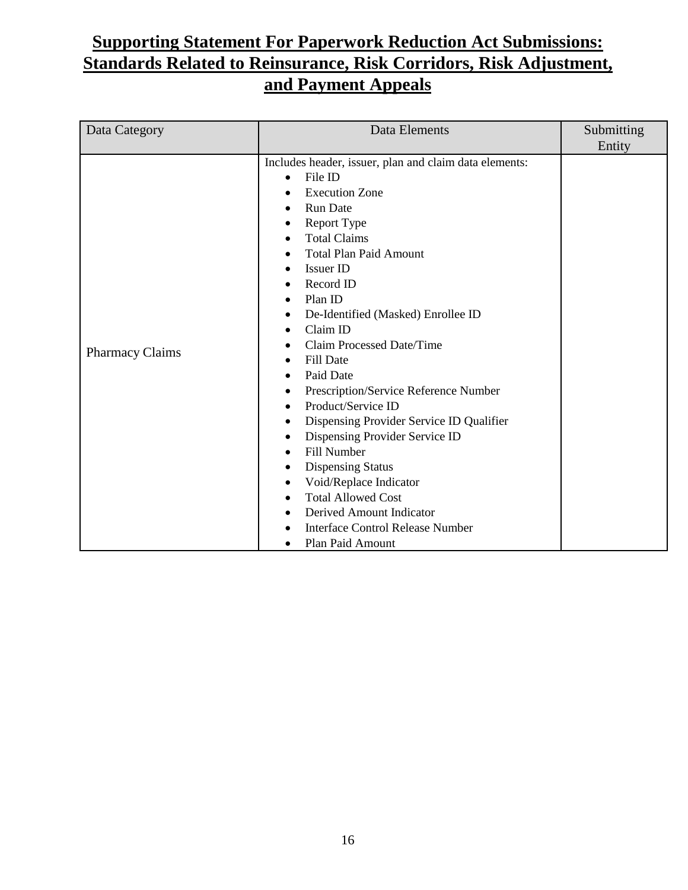**Supporting Statement For Paperwork Reduction Act Submissions: Standards Related to Reinsurance, Risk Corridors, Risk Adjustment, and Payment Appeals**

| Data Category | Data Elements | Submitting Entity |
|---|---|---|
| Pharmacy Claims | Includes header, issuer, plan and claim data elements:<br>• File ID<br>• Execution Zone<br>• Run Date<br>• Report Type<br>• Total Claims<br>• Total Plan Paid Amount<br>• Issuer ID<br>• Record ID<br>• Plan ID<br>• De-Identified (Masked) Enrollee ID<br>• Claim ID<br>• Claim Processed Date/Time<br>• Fill Date<br>• Paid Date<br>• Prescription/Service Reference Number<br>• Product/Service ID<br>• Dispensing Provider Service ID Qualifier<br>• Dispensing Provider Service ID<br>• Fill Number<br>• Dispensing Status<br>• Void/Replace Indicator<br>• Total Allowed Cost<br>• Derived Amount Indicator<br>• Interface Control Release Number<br>• Plan Paid Amount | |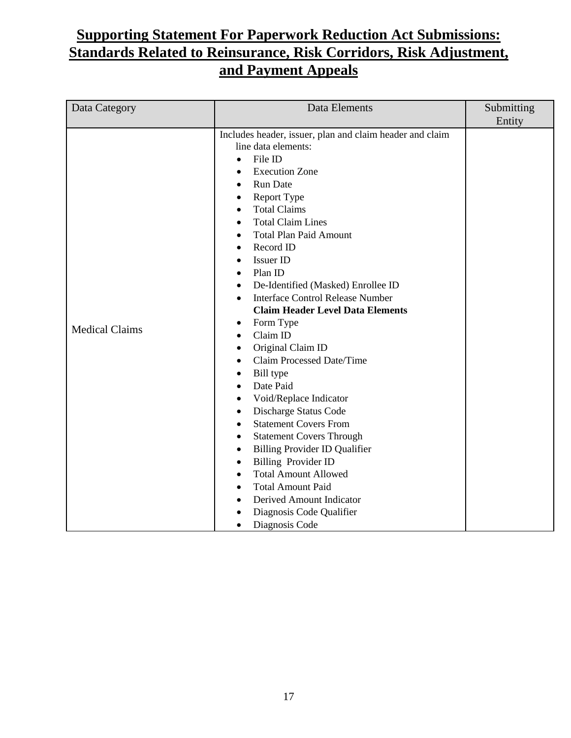# Supporting Statement For Paperwork Reduction Act Submissions: Standards Related to Reinsurance, Risk Corridors, Risk Adjustment, and Payment Appeals

| Data Category | Data Elements | Submitting Entity |
|---|---|---|
| Medical Claims | Includes header, issuer, plan and claim header and claim line data elements:<br>• File ID<br>• Execution Zone<br>• Run Date<br>• Report Type<br>• Total Claims<br>• Total Claim Lines<br>• Total Plan Paid Amount<br>• Record ID<br>• Issuer ID<br>• Plan ID<br>• De-Identified (Masked) Enrollee ID<br>• Interface Control Release Number<br>**Claim Header Level Data Elements**<br>• Form Type<br>• Claim ID<br>• Original Claim ID<br>• Claim Processed Date/Time<br>• Bill type<br>• Date Paid<br>• Void/Replace Indicator<br>• Discharge Status Code<br>• Statement Covers From<br>• Statement Covers Through<br>• Billing Provider ID Qualifier<br>• Billing Provider ID<br>• Total Amount Allowed<br>• Total Amount Paid<br>• Derived Amount Indicator<br>• Diagnosis Code Qualifier<br>• Diagnosis Code | |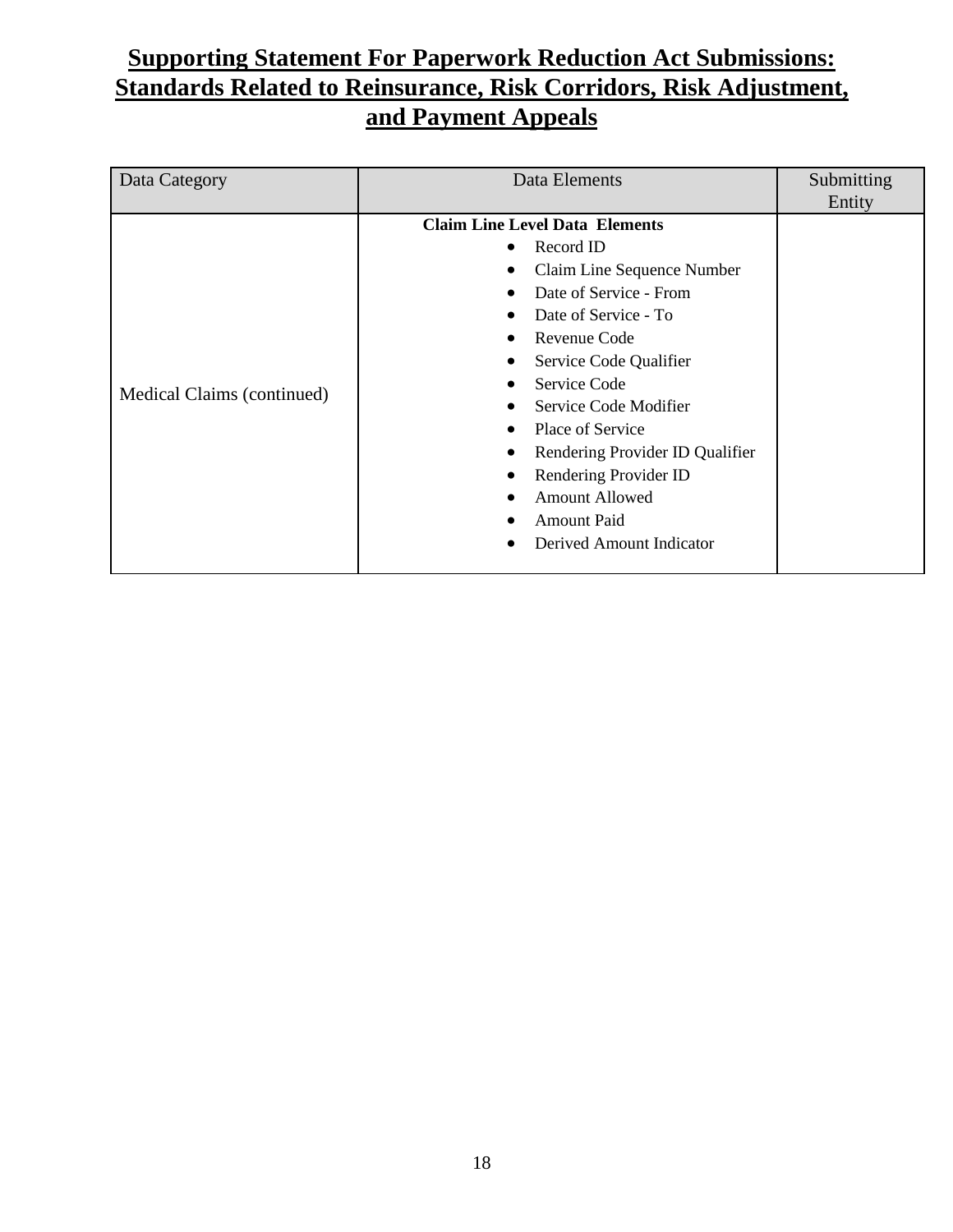**Supporting Statement For Paperwork Reduction Act Submissions: Standards Related to Reinsurance, Risk Corridors, Risk Adjustment, and Payment Appeals**

| Data Category | Data Elements | Submitting Entity |
|---|---|---|
| Medical Claims (continued) | **Claim Line Level Data Elements**<br>• Record ID<br>• Claim Line Sequence Number<br>• Date of Service - From<br>• Date of Service - To<br>• Revenue Code<br>• Service Code Qualifier<br>• Service Code<br>• Service Code Modifier<br>• Place of Service<br>• Rendering Provider ID Qualifier<br>• Rendering Provider ID<br>• Amount Allowed<br>• Amount Paid<br>• Derived Amount Indicator | |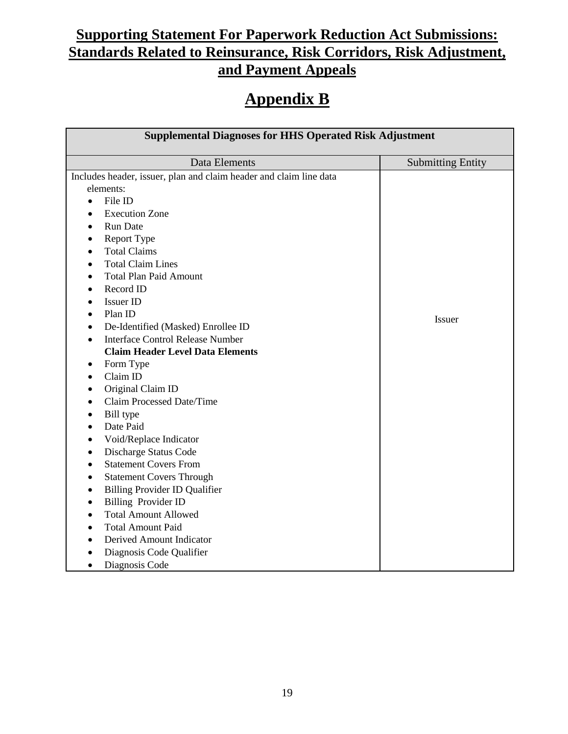# Supporting Statement For Paperwork Reduction Act Submissions: Standards Related to Reinsurance, Risk Corridors, Risk Adjustment, and Payment Appeals

## Appendix B

| Supplemental Diagnoses for HHS Operated Risk Adjustment | |
|---|---|
| Data Elements | Submitting Entity |
| Includes header, issuer, plan and claim header and claim line data elements:<br>• File ID<br>• Execution Zone<br>• Run Date<br>• Report Type<br>• Total Claims<br>• Total Claim Lines<br>• Total Plan Paid Amount<br>• Record ID<br>• Issuer ID<br>• Plan ID<br>• De-Identified (Masked) Enrollee ID<br>• Interface Control Release Number<br>**Claim Header Level Data Elements**<br>• Form Type<br>• Claim ID<br>• Original Claim ID<br>• Claim Processed Date/Time<br>• Bill type<br>• Date Paid<br>• Void/Replace Indicator<br>• Discharge Status Code<br>• Statement Covers From<br>• Statement Covers Through<br>• Billing Provider ID Qualifier<br>• Billing Provider ID<br>• Total Amount Allowed<br>• Total Amount Paid<br>• Derived Amount Indicator<br>• Diagnosis Code Qualifier<br>• Diagnosis Code | Issuer |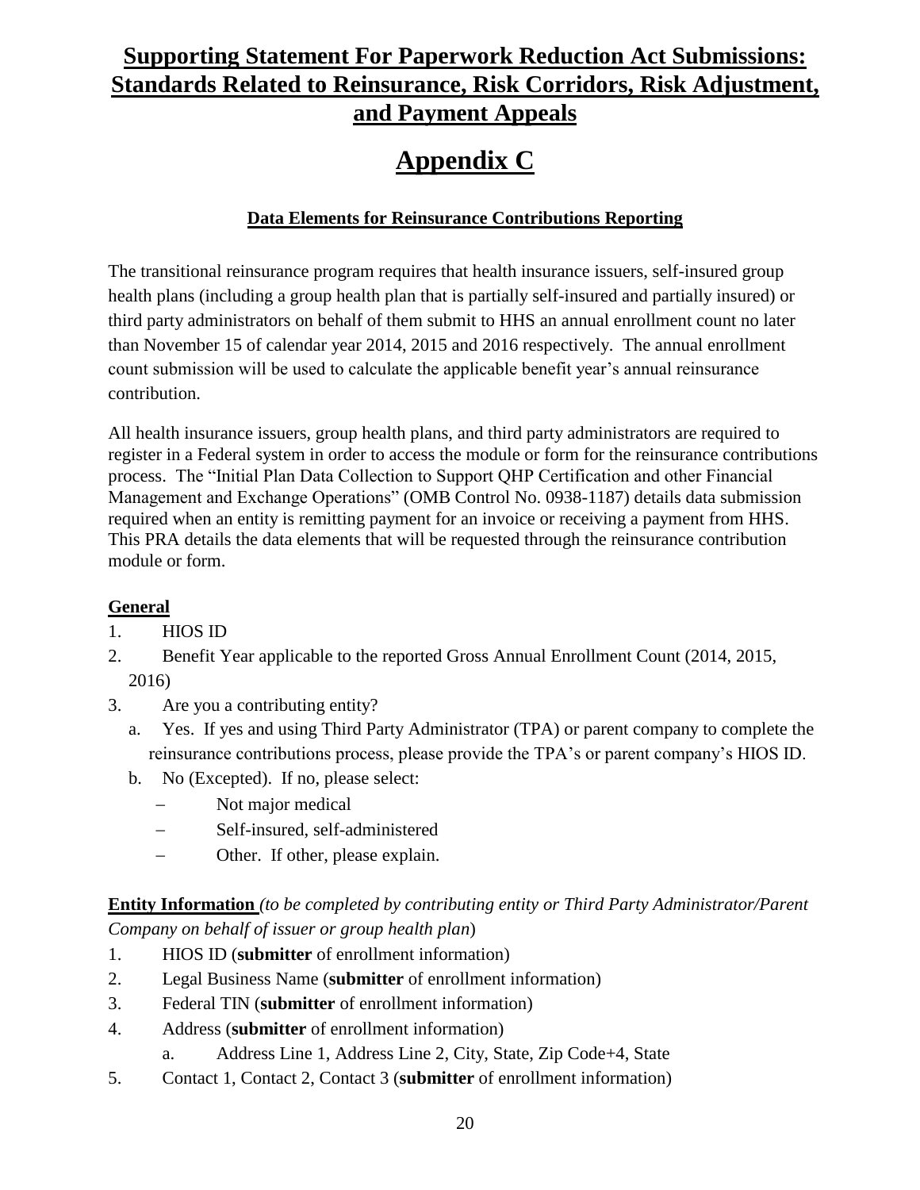# Supporting Statement For Paperwork Reduction Act Submissions: Standards Related to Reinsurance, Risk Corridors, Risk Adjustment, and Payment Appeals

# Appendix C

### Data Elements for Reinsurance Contributions Reporting

The transitional reinsurance program requires that health insurance issuers, self-insured group health plans (including a group health plan that is partially self-insured and partially insured) or third party administrators on behalf of them submit to HHS an annual enrollment count no later than November 15 of calendar year 2014, 2015 and 2016 respectively. The annual enrollment count submission will be used to calculate the applicable benefit year's annual reinsurance contribution.

All health insurance issuers, group health plans, and third party administrators are required to register in a Federal system in order to access the module or form for the reinsurance contributions process. The "Initial Plan Data Collection to Support QHP Certification and other Financial Management and Exchange Operations" (OMB Control No. 0938-1187) details data submission required when an entity is remitting payment for an invoice or receiving a payment from HHS. This PRA details the data elements that will be requested through the reinsurance contribution module or form.

**General**

1. HIOS ID
2. Benefit Year applicable to the reported Gross Annual Enrollment Count (2014, 2015, 2016)
3. Are you a contributing entity?
   a. Yes. If yes and using Third Party Administrator (TPA) or parent company to complete the reinsurance contributions process, please provide the TPA's or parent company's HIOS ID.
   b. No (Excepted). If no, please select:
      - Not major medical
      - Self-insured, self-administered
      - Other. If other, please explain.

**Entity Information** *(to be completed by contributing entity or Third Party Administrator/Parent Company on behalf of issuer or group health plan)*

1. HIOS ID (**submitter** of enrollment information)
2. Legal Business Name (**submitter** of enrollment information)
3. Federal TIN (**submitter** of enrollment information)
4. Address (**submitter** of enrollment information)
   a. Address Line 1, Address Line 2, City, State, Zip Code+4, State
5. Contact 1, Contact 2, Contact 3 (**submitter** of enrollment information)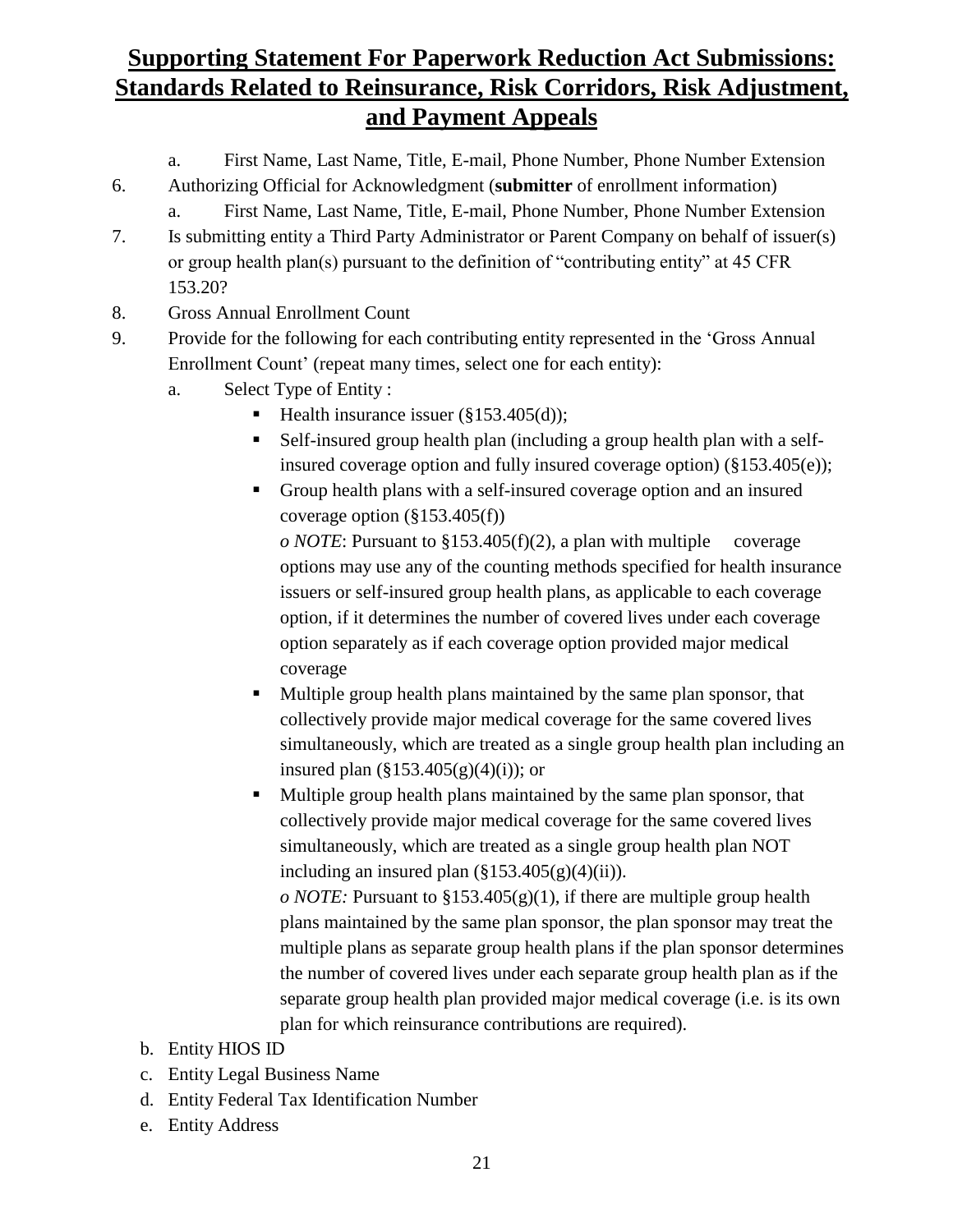a. First Name, Last Name, Title, E-mail, Phone Number, Phone Number Extension

6. Authorizing Official for Acknowledgment (**submitter** of enrollment information)
   a. First Name, Last Name, Title, E-mail, Phone Number, Phone Number Extension
7. Is submitting entity a Third Party Administrator or Parent Company on behalf of issuer(s) or group health plan(s) pursuant to the definition of "contributing entity" at 45 CFR 153.20?
8. Gross Annual Enrollment Count
9. Provide for the following for each contributing entity represented in the 'Gross Annual Enrollment Count' (repeat many times, select one for each entity):
   a. Select Type of Entity :
      - Health insurance issuer (§153.405(d));
      - Self-insured group health plan (including a group health plan with a self-insured coverage option and fully insured coverage option) (§153.405(e));
      - Group health plans with a self-insured coverage option and an insured coverage option (§153.405(f))
        - *NOTE*: Pursuant to §153.405(f)(2), a plan with multiple coverage options may use any of the counting methods specified for health insurance issuers or self-insured group health plans, as applicable to each coverage option, if it determines the number of covered lives under each coverage option separately as if each coverage option provided major medical coverage
      - Multiple group health plans maintained by the same plan sponsor, that collectively provide major medical coverage for the same covered lives simultaneously, which are treated as a single group health plan including an insured plan (§153.405(g)(4)(i)); or
      - Multiple group health plans maintained by the same plan sponsor, that collectively provide major medical coverage for the same covered lives simultaneously, which are treated as a single group health plan NOT including an insured plan (§153.405(g)(4)(ii)).
        - *NOTE:* Pursuant to §153.405(g)(1), if there are multiple group health plans maintained by the same plan sponsor, the plan sponsor may treat the multiple plans as separate group health plans if the plan sponsor determines the number of covered lives under each separate group health plan as if the separate group health plan provided major medical coverage (i.e. is its own plan for which reinsurance contributions are required).
   b. Entity HIOS ID
   c. Entity Legal Business Name
   d. Entity Federal Tax Identification Number
   e. Entity Address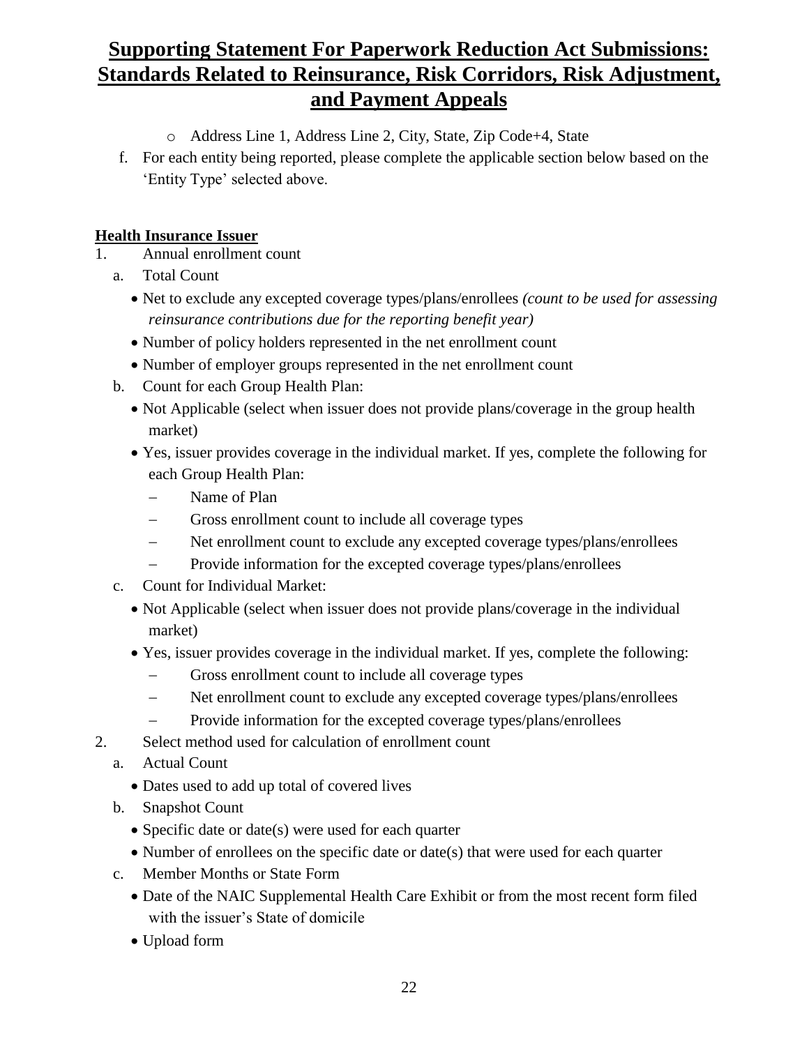- Address Line 1, Address Line 2, City, State, Zip Code+4, State

f. For each entity being reported, please complete the applicable section below based on the 'Entity Type' selected above.

**Health Insurance Issuer**

1. Annual enrollment count
   a. Total Count
      - Net to exclude any excepted coverage types/plans/enrollees *(count to be used for assessing reinsurance contributions due for the reporting benefit year)*
      - Number of policy holders represented in the net enrollment count
      - Number of employer groups represented in the net enrollment count
   
   b. Count for each Group Health Plan:
      - Not Applicable (select when issuer does not provide plans/coverage in the group health market)
      - Yes, issuer provides coverage in the individual market. If yes, complete the following for each Group Health Plan:
        - Name of Plan
        - Gross enrollment count to include all coverage types
        - Net enrollment count to exclude any excepted coverage types/plans/enrollees
        - Provide information for the excepted coverage types/plans/enrollees
   
   c. Count for Individual Market:
      - Not Applicable (select when issuer does not provide plans/coverage in the individual market)
      - Yes, issuer provides coverage in the individual market. If yes, complete the following:
        - Gross enrollment count to include all coverage types
        - Net enrollment count to exclude any excepted coverage types/plans/enrollees
        - Provide information for the excepted coverage types/plans/enrollees

2. Select method used for calculation of enrollment count
   a. Actual Count
      - Dates used to add up total of covered lives
   
   b. Snapshot Count
      - Specific date or date(s) were used for each quarter
      - Number of enrollees on the specific date or date(s) that were used for each quarter
   
   c. Member Months or State Form
      - Date of the NAIC Supplemental Health Care Exhibit or from the most recent form filed with the issuer's State of domicile
      - Upload form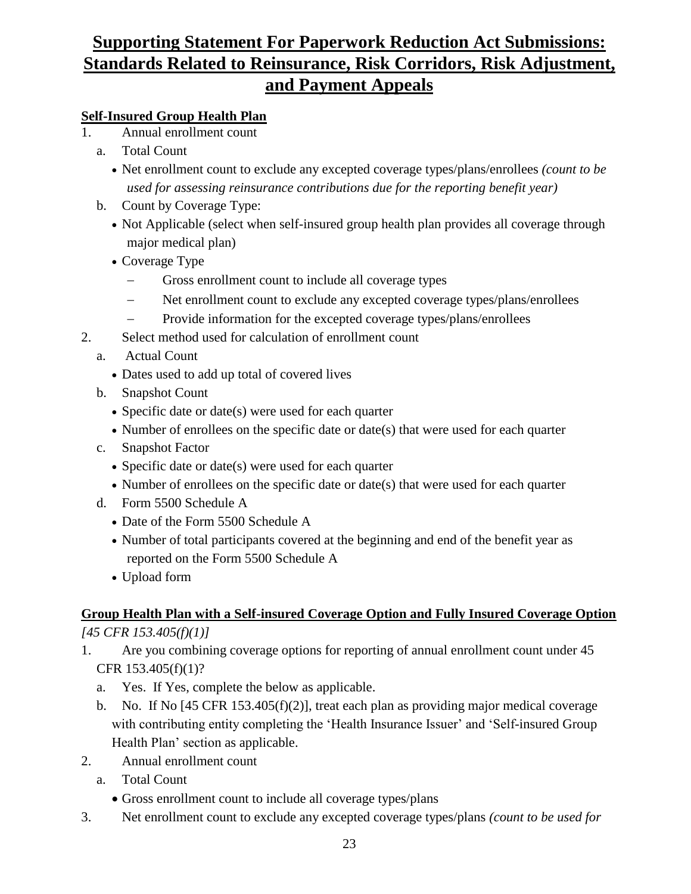# Supporting Statement For Paperwork Reduction Act Submissions: Standards Related to Reinsurance, Risk Corridors, Risk Adjustment, and Payment Appeals

**Self-Insured Group Health Plan**

1. Annual enrollment count
   a. Total Count
      - Net enrollment count to exclude any excepted coverage types/plans/enrollees *(count to be used for assessing reinsurance contributions due for the reporting benefit year)*
   b. Count by Coverage Type:
      - Not Applicable (select when self-insured group health plan provides all coverage through major medical plan)
      - Coverage Type
         - Gross enrollment count to include all coverage types
         - Net enrollment count to exclude any excepted coverage types/plans/enrollees
         - Provide information for the excepted coverage types/plans/enrollees
2. Select method used for calculation of enrollment count
   a. Actual Count
      - Dates used to add up total of covered lives
   b. Snapshot Count
      - Specific date or date(s) were used for each quarter
      - Number of enrollees on the specific date or date(s) that were used for each quarter
   c. Snapshot Factor
      - Specific date or date(s) were used for each quarter
      - Number of enrollees on the specific date or date(s) that were used for each quarter
   d. Form 5500 Schedule A
      - Date of the Form 5500 Schedule A
      - Number of total participants covered at the beginning and end of the benefit year as reported on the Form 5500 Schedule A
      - Upload form

**Group Health Plan with a Self-insured Coverage Option and Fully Insured Coverage Option**
*[45 CFR 153.405(f)(1)]*

1. Are you combining coverage options for reporting of annual enrollment count under 45 CFR 153.405(f)(1)?
   a. Yes. If Yes, complete the below as applicable.
   b. No. If No [45 CFR 153.405(f)(2)], treat each plan as providing major medical coverage with contributing entity completing the 'Health Insurance Issuer' and 'Self-insured Group Health Plan' section as applicable.
2. Annual enrollment count
   a. Total Count
      - Gross enrollment count to include all coverage types/plans
3. Net enrollment count to exclude any excepted coverage types/plans *(count to be used for*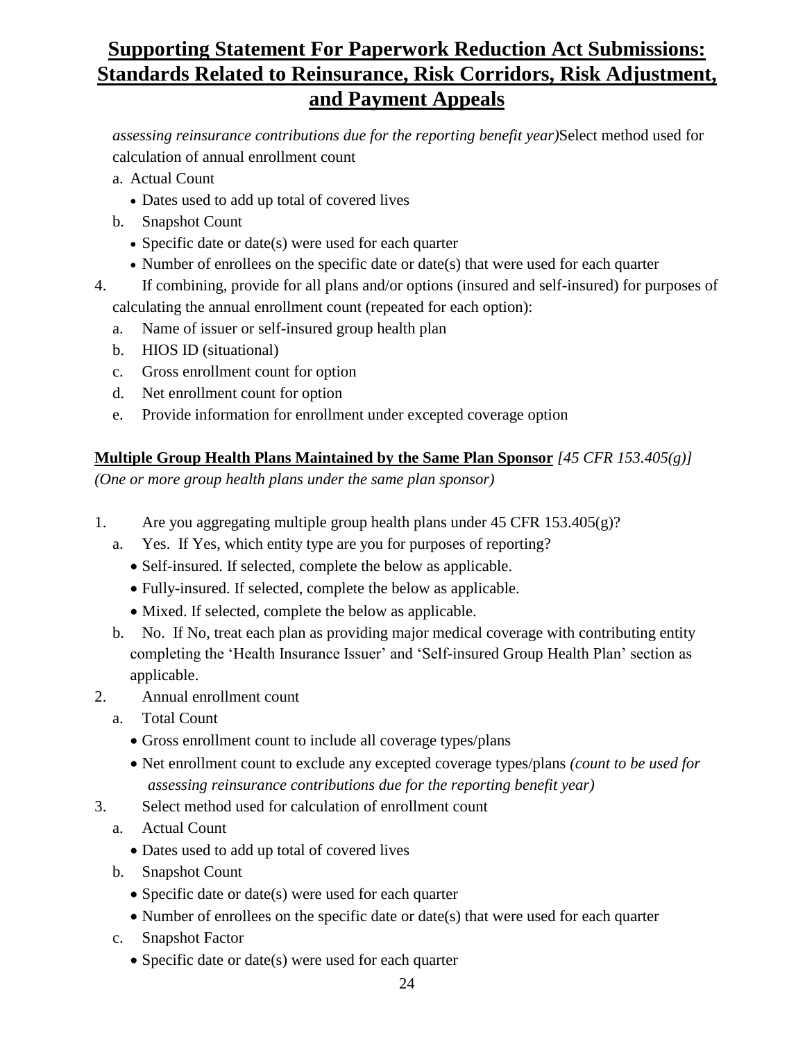*assessing reinsurance contributions due for the reporting benefit year)*Select method used for calculation of annual enrollment count

a. Actual Count
   - Dates used to add up total of covered lives

b. Snapshot Count
   - Specific date or date(s) were used for each quarter
   - Number of enrollees on the specific date or date(s) that were used for each quarter

4. If combining, provide for all plans and/or options (insured and self-insured) for purposes of calculating the annual enrollment count (repeated for each option):
   a. Name of issuer or self-insured group health plan
   b. HIOS ID (situational)
   c. Gross enrollment count for option
   d. Net enrollment count for option
   e. Provide information for enrollment under excepted coverage option

**<u>Multiple Group Health Plans Maintained by the Same Plan Sponsor</u>** *[45 CFR 153.405(g)]*
*(One or more group health plans under the same plan sponsor)*

1. Are you aggregating multiple group health plans under 45 CFR 153.405(g)?
   a. Yes. If Yes, which entity type are you for purposes of reporting?
      - Self-insured. If selected, complete the below as applicable.
      - Fully-insured. If selected, complete the below as applicable.
      - Mixed. If selected, complete the below as applicable.
   b. No. If No, treat each plan as providing major medical coverage with contributing entity completing the 'Health Insurance Issuer' and 'Self-insured Group Health Plan' section as applicable.
2. Annual enrollment count
   a. Total Count
      - Gross enrollment count to include all coverage types/plans
      - Net enrollment count to exclude any excepted coverage types/plans *(count to be used for assessing reinsurance contributions due for the reporting benefit year)*
3. Select method used for calculation of enrollment count
   a. Actual Count
      - Dates used to add up total of covered lives
   b. Snapshot Count
      - Specific date or date(s) were used for each quarter
      - Number of enrollees on the specific date or date(s) that were used for each quarter
   c. Snapshot Factor
      - Specific date or date(s) were used for each quarter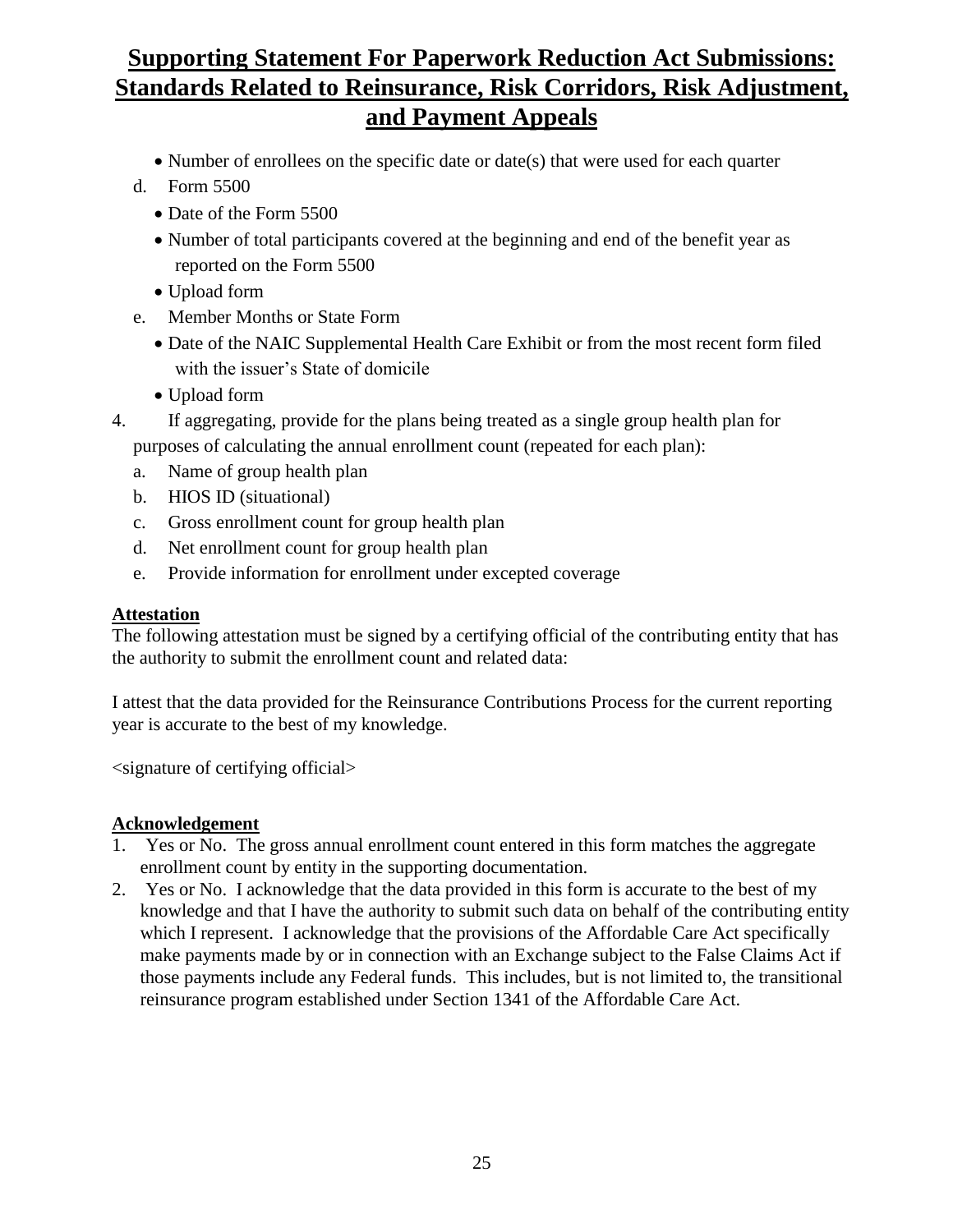- Number of enrollees on the specific date or date(s) that were used for each quarter

d. Form 5500
   - Date of the Form 5500
   - Number of total participants covered at the beginning and end of the benefit year as reported on the Form 5500
   - Upload form

e. Member Months or State Form
   - Date of the NAIC Supplemental Health Care Exhibit or from the most recent form filed with the issuer's State of domicile
   - Upload form

4. If aggregating, provide for the plans being treated as a single group health plan for purposes of calculating the annual enrollment count (repeated for each plan):
   a. Name of group health plan
   b. HIOS ID (situational)
   c. Gross enrollment count for group health plan
   d. Net enrollment count for group health plan
   e. Provide information for enrollment under excepted coverage

**Attestation**

The following attestation must be signed by a certifying official of the contributing entity that has the authority to submit the enrollment count and related data:

I attest that the data provided for the Reinsurance Contributions Process for the current reporting year is accurate to the best of my knowledge.

<signature of certifying official>

**Acknowledgement**

1. Yes or No. The gross annual enrollment count entered in this form matches the aggregate enrollment count by entity in the supporting documentation.
2. Yes or No. I acknowledge that the data provided in this form is accurate to the best of my knowledge and that I have the authority to submit such data on behalf of the contributing entity which I represent. I acknowledge that the provisions of the Affordable Care Act specifically make payments made by or in connection with an Exchange subject to the False Claims Act if those payments include any Federal funds. This includes, but is not limited to, the transitional reinsurance program established under Section 1341 of the Affordable Care Act.